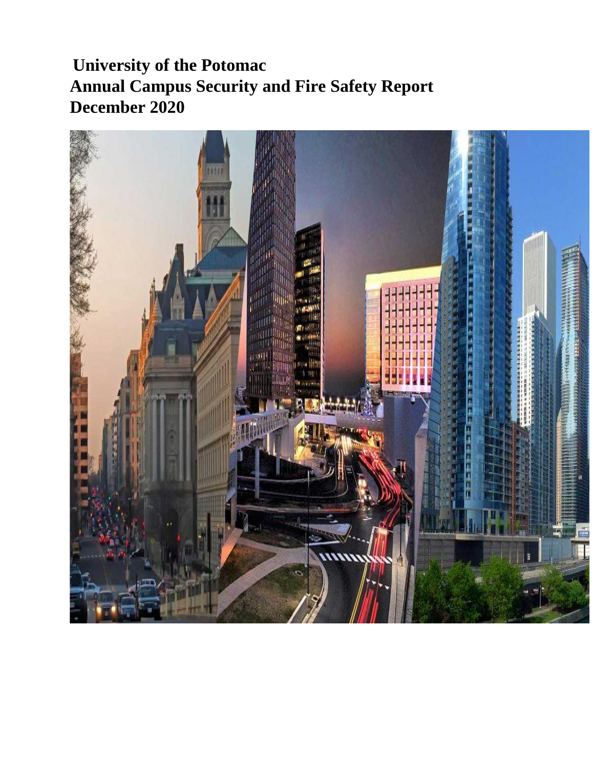# University of the Potomac
# Annual Campus Security and Fire Safety Report
# December 2020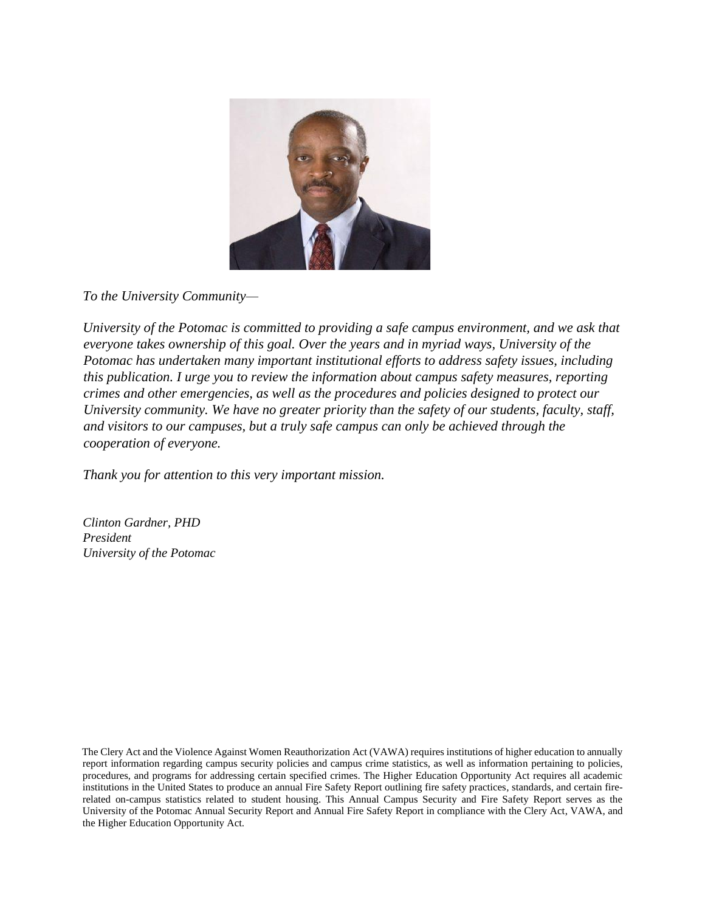*To the University Community—*

*University of the Potomac is committed to providing a safe campus environment, and we ask that everyone takes ownership of this goal. Over the years and in myriad ways, University of the Potomac has undertaken many important institutional efforts to address safety issues, including this publication. I urge you to review the information about campus safety measures, reporting crimes and other emergencies, as well as the procedures and policies designed to protect our University community. We have no greater priority than the safety of our students, faculty, staff, and visitors to our campuses, but a truly safe campus can only be achieved through the cooperation of everyone.*

*Thank you for attention to this very important mission.*

*Clinton Gardner, PHD*
*President*
*University of the Potomac*

The Clery Act and the Violence Against Women Reauthorization Act (VAWA) requires institutions of higher education to annually report information regarding campus security policies and campus crime statistics, as well as information pertaining to policies, procedures, and programs for addressing certain specified crimes. The Higher Education Opportunity Act requires all academic institutions in the United States to produce an annual Fire Safety Report outlining fire safety practices, standards, and certain fire-related on-campus statistics related to student housing. This Annual Campus Security and Fire Safety Report serves as the University of the Potomac Annual Security Report and Annual Fire Safety Report in compliance with the Clery Act, VAWA, and the Higher Education Opportunity Act.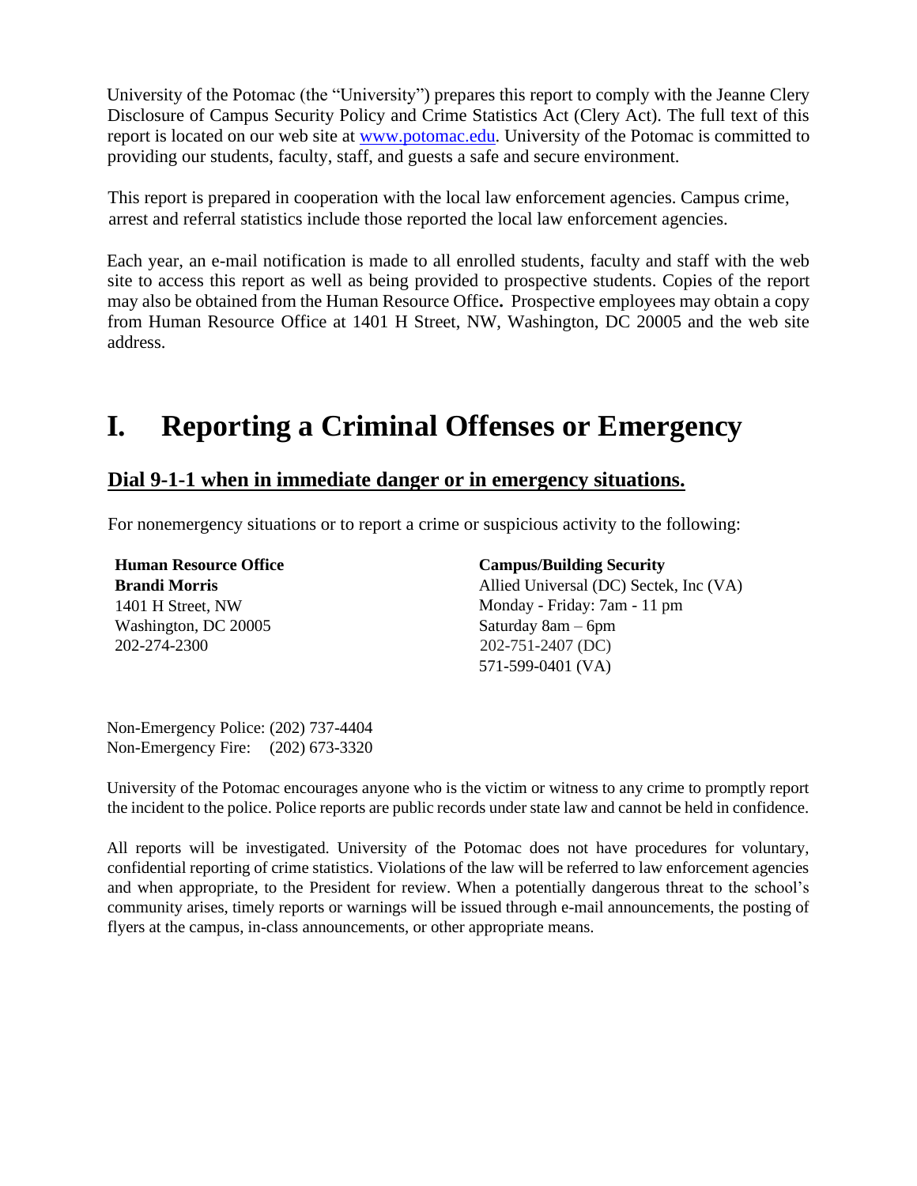University of the Potomac (the "University") prepares this report to comply with the Jeanne Clery Disclosure of Campus Security Policy and Crime Statistics Act (Clery Act). The full text of this report is located on our web site at [www.potomac.edu](http://www.potomac.edu). University of the Potomac is committed to providing our students, faculty, staff, and guests a safe and secure environment.

This report is prepared in cooperation with the local law enforcement agencies. Campus crime, arrest and referral statistics include those reported the local law enforcement agencies.

Each year, an e-mail notification is made to all enrolled students, faculty and staff with the web site to access this report as well as being provided to prospective students. Copies of the report may also be obtained from the Human Resource Office**.** Prospective employees may obtain a copy from Human Resource Office at 1401 H Street, NW, Washington, DC 20005 and the web site address.

# I. Reporting a Criminal Offenses or Emergency

## Dial 9-1-1 when in immediate danger or in emergency situations.

For nonemergency situations or to report a crime or suspicious activity to the following:

**Human Resource Office**
**Brandi Morris**
1401 H Street, NW
Washington, DC 20005
202-274-2300

**Campus/Building Security**
Allied Universal (DC) Sectek, Inc (VA)
Monday - Friday: 7am - 11 pm
Saturday 8am – 6pm
202-751-2407 (DC)
571-599-0401 (VA)

Non-Emergency Police: (202) 737-4404
Non-Emergency Fire: (202) 673-3320

University of the Potomac encourages anyone who is the victim or witness to any crime to promptly report the incident to the police. Police reports are public records under state law and cannot be held in confidence.

All reports will be investigated. University of the Potomac does not have procedures for voluntary, confidential reporting of crime statistics. Violations of the law will be referred to law enforcement agencies and when appropriate, to the President for review. When a potentially dangerous threat to the school's community arises, timely reports or warnings will be issued through e-mail announcements, the posting of flyers at the campus, in-class announcements, or other appropriate means.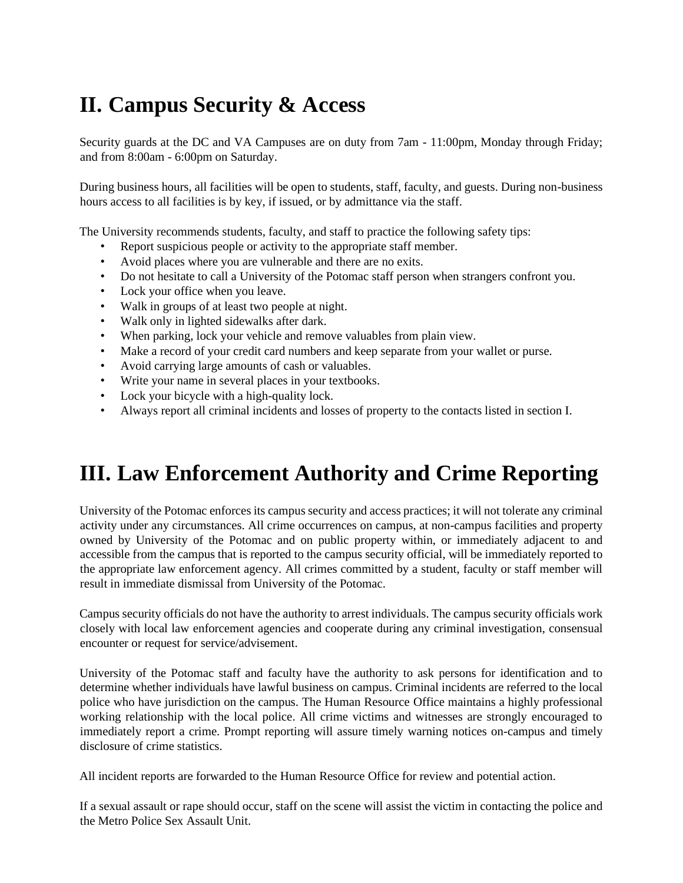## II. Campus Security & Access

Security guards at the DC and VA Campuses are on duty from 7am - 11:00pm, Monday through Friday; and from 8:00am - 6:00pm on Saturday.

During business hours, all facilities will be open to students, staff, faculty, and guests. During non-business hours access to all facilities is by key, if issued, or by admittance via the staff.

The University recommends students, faculty, and staff to practice the following safety tips:

- Report suspicious people or activity to the appropriate staff member.
- Avoid places where you are vulnerable and there are no exits.
- Do not hesitate to call a University of the Potomac staff person when strangers confront you.
- Lock your office when you leave.
- Walk in groups of at least two people at night.
- Walk only in lighted sidewalks after dark.
- When parking, lock your vehicle and remove valuables from plain view.
- Make a record of your credit card numbers and keep separate from your wallet or purse.
- Avoid carrying large amounts of cash or valuables.
- Write your name in several places in your textbooks.
- Lock your bicycle with a high-quality lock.
- Always report all criminal incidents and losses of property to the contacts listed in section I.

## III. Law Enforcement Authority and Crime Reporting

University of the Potomac enforces its campus security and access practices; it will not tolerate any criminal activity under any circumstances. All crime occurrences on campus, at non-campus facilities and property owned by University of the Potomac and on public property within, or immediately adjacent to and accessible from the campus that is reported to the campus security official, will be immediately reported to the appropriate law enforcement agency. All crimes committed by a student, faculty or staff member will result in immediate dismissal from University of the Potomac.

Campus security officials do not have the authority to arrest individuals. The campus security officials work closely with local law enforcement agencies and cooperate during any criminal investigation, consensual encounter or request for service/advisement.

University of the Potomac staff and faculty have the authority to ask persons for identification and to determine whether individuals have lawful business on campus. Criminal incidents are referred to the local police who have jurisdiction on the campus. The Human Resource Office maintains a highly professional working relationship with the local police. All crime victims and witnesses are strongly encouraged to immediately report a crime. Prompt reporting will assure timely warning notices on-campus and timely disclosure of crime statistics.

All incident reports are forwarded to the Human Resource Office for review and potential action.

If a sexual assault or rape should occur, staff on the scene will assist the victim in contacting the police and the Metro Police Sex Assault Unit.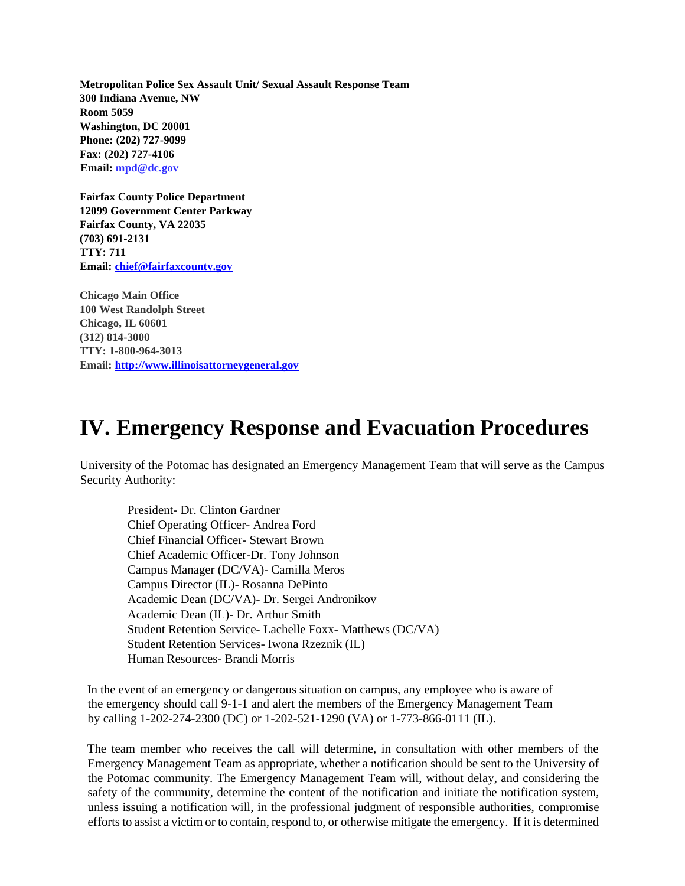**Metropolitan Police Sex Assault Unit/ Sexual Assault Response Team**
**300 Indiana Avenue, NW**
**Room 5059**
**Washington, DC 20001**
**Phone: (202) 727-9099**
**Fax: (202) 727-4106**
**Email: mpd@dc.gov**

**Fairfax County Police Department**
**12099 Government Center Parkway**
**Fairfax County, VA 22035**
**(703) 691-2131**
**TTY: 711**
**Email: chief@fairfaxcounty.gov**

**Chicago Main Office**
**100 West Randolph Street**
**Chicago, IL 60601**
**(312) 814-3000**
**TTY: 1-800-964-3013**
**Email: http://www.illinoisattorneygeneral.gov**

# IV. Emergency Response and Evacuation Procedures

University of the Potomac has designated an Emergency Management Team that will serve as the Campus Security Authority:

President- Dr. Clinton Gardner
Chief Operating Officer- Andrea Ford
Chief Financial Officer- Stewart Brown
Chief Academic Officer-Dr. Tony Johnson
Campus Manager (DC/VA)- Camilla Meros
Campus Director (IL)- Rosanna DePinto
Academic Dean (DC/VA)- Dr. Sergei Andronikov
Academic Dean (IL)- Dr. Arthur Smith
Student Retention Service- Lachelle Foxx- Matthews (DC/VA)
Student Retention Services- Iwona Rzeznik (IL)
Human Resources- Brandi Morris

In the event of an emergency or dangerous situation on campus, any employee who is aware of the emergency should call 9-1-1 and alert the members of the Emergency Management Team by calling 1-202-274-2300 (DC) or 1-202-521-1290 (VA) or 1-773-866-0111 (IL).

The team member who receives the call will determine, in consultation with other members of the Emergency Management Team as appropriate, whether a notification should be sent to the University of the Potomac community. The Emergency Management Team will, without delay, and considering the safety of the community, determine the content of the notification and initiate the notification system, unless issuing a notification will, in the professional judgment of responsible authorities, compromise efforts to assist a victim or to contain, respond to, or otherwise mitigate the emergency. If it is determined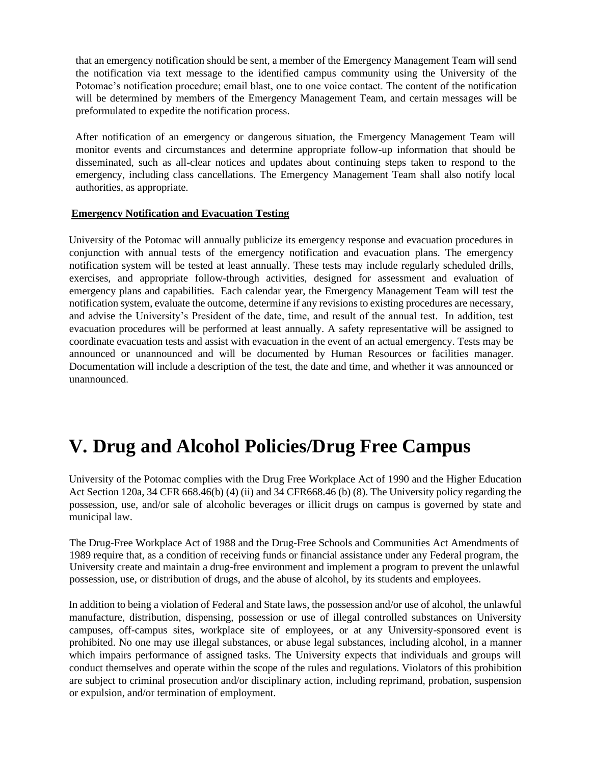that an emergency notification should be sent, a member of the Emergency Management Team will send the notification via text message to the identified campus community using the University of the Potomac's notification procedure; email blast, one to one voice contact. The content of the notification will be determined by members of the Emergency Management Team, and certain messages will be preformulated to expedite the notification process.

After notification of an emergency or dangerous situation, the Emergency Management Team will monitor events and circumstances and determine appropriate follow-up information that should be disseminated, such as all-clear notices and updates about continuing steps taken to respond to the emergency, including class cancellations. The Emergency Management Team shall also notify local authorities, as appropriate.

**Emergency Notification and Evacuation Testing**

University of the Potomac will annually publicize its emergency response and evacuation procedures in conjunction with annual tests of the emergency notification and evacuation plans. The emergency notification system will be tested at least annually. These tests may include regularly scheduled drills, exercises, and appropriate follow-through activities, designed for assessment and evaluation of emergency plans and capabilities. Each calendar year, the Emergency Management Team will test the notification system, evaluate the outcome, determine if any revisions to existing procedures are necessary, and advise the University's President of the date, time, and result of the annual test. In addition, test evacuation procedures will be performed at least annually. A safety representative will be assigned to coordinate evacuation tests and assist with evacuation in the event of an actual emergency. Tests may be announced or unannounced and will be documented by Human Resources or facilities manager. Documentation will include a description of the test, the date and time, and whether it was announced or unannounced.

# V. Drug and Alcohol Policies/Drug Free Campus

University of the Potomac complies with the Drug Free Workplace Act of 1990 and the Higher Education Act Section 120a, 34 CFR 668.46(b) (4) (ii) and 34 CFR668.46 (b) (8). The University policy regarding the possession, use, and/or sale of alcoholic beverages or illicit drugs on campus is governed by state and municipal law.

The Drug-Free Workplace Act of 1988 and the Drug-Free Schools and Communities Act Amendments of 1989 require that, as a condition of receiving funds or financial assistance under any Federal program, the University create and maintain a drug-free environment and implement a program to prevent the unlawful possession, use, or distribution of drugs, and the abuse of alcohol, by its students and employees.

In addition to being a violation of Federal and State laws, the possession and/or use of alcohol, the unlawful manufacture, distribution, dispensing, possession or use of illegal controlled substances on University campuses, off-campus sites, workplace site of employees, or at any University-sponsored event is prohibited. No one may use illegal substances, or abuse legal substances, including alcohol, in a manner which impairs performance of assigned tasks. The University expects that individuals and groups will conduct themselves and operate within the scope of the rules and regulations. Violators of this prohibition are subject to criminal prosecution and/or disciplinary action, including reprimand, probation, suspension or expulsion, and/or termination of employment.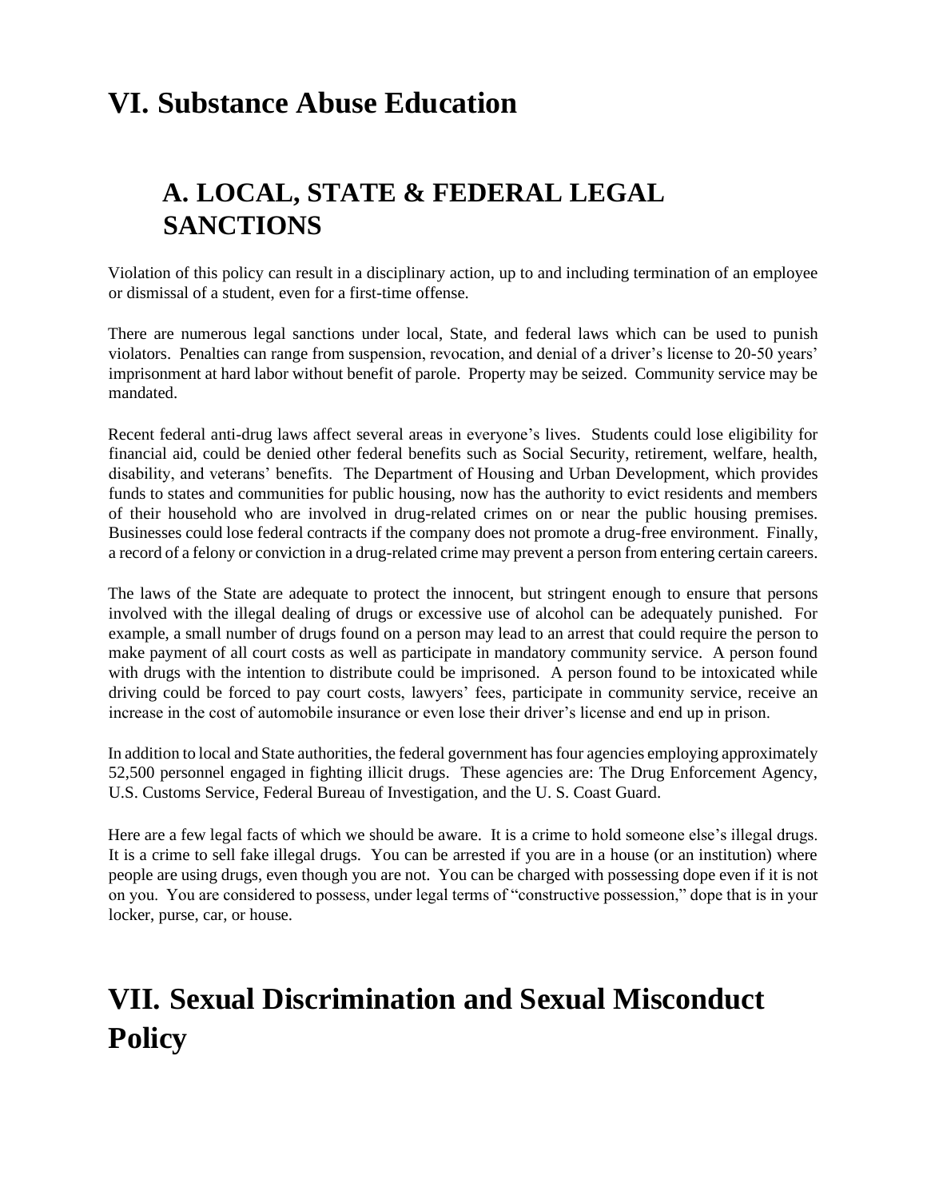# VI. Substance Abuse Education

## A. LOCAL, STATE & FEDERAL LEGAL SANCTIONS

Violation of this policy can result in a disciplinary action, up to and including termination of an employee or dismissal of a student, even for a first-time offense.

There are numerous legal sanctions under local, State, and federal laws which can be used to punish violators. Penalties can range from suspension, revocation, and denial of a driver's license to 20-50 years' imprisonment at hard labor without benefit of parole. Property may be seized. Community service may be mandated.

Recent federal anti-drug laws affect several areas in everyone's lives. Students could lose eligibility for financial aid, could be denied other federal benefits such as Social Security, retirement, welfare, health, disability, and veterans' benefits. The Department of Housing and Urban Development, which provides funds to states and communities for public housing, now has the authority to evict residents and members of their household who are involved in drug-related crimes on or near the public housing premises. Businesses could lose federal contracts if the company does not promote a drug-free environment. Finally, a record of a felony or conviction in a drug-related crime may prevent a person from entering certain careers.

The laws of the State are adequate to protect the innocent, but stringent enough to ensure that persons involved with the illegal dealing of drugs or excessive use of alcohol can be adequately punished. For example, a small number of drugs found on a person may lead to an arrest that could require the person to make payment of all court costs as well as participate in mandatory community service. A person found with drugs with the intention to distribute could be imprisoned. A person found to be intoxicated while driving could be forced to pay court costs, lawyers' fees, participate in community service, receive an increase in the cost of automobile insurance or even lose their driver's license and end up in prison.

In addition to local and State authorities, the federal government has four agencies employing approximately 52,500 personnel engaged in fighting illicit drugs. These agencies are: The Drug Enforcement Agency, U.S. Customs Service, Federal Bureau of Investigation, and the U. S. Coast Guard.

Here are a few legal facts of which we should be aware. It is a crime to hold someone else's illegal drugs. It is a crime to sell fake illegal drugs. You can be arrested if you are in a house (or an institution) where people are using drugs, even though you are not. You can be charged with possessing dope even if it is not on you. You are considered to possess, under legal terms of "constructive possession," dope that is in your locker, purse, car, or house.

# VII. Sexual Discrimination and Sexual Misconduct Policy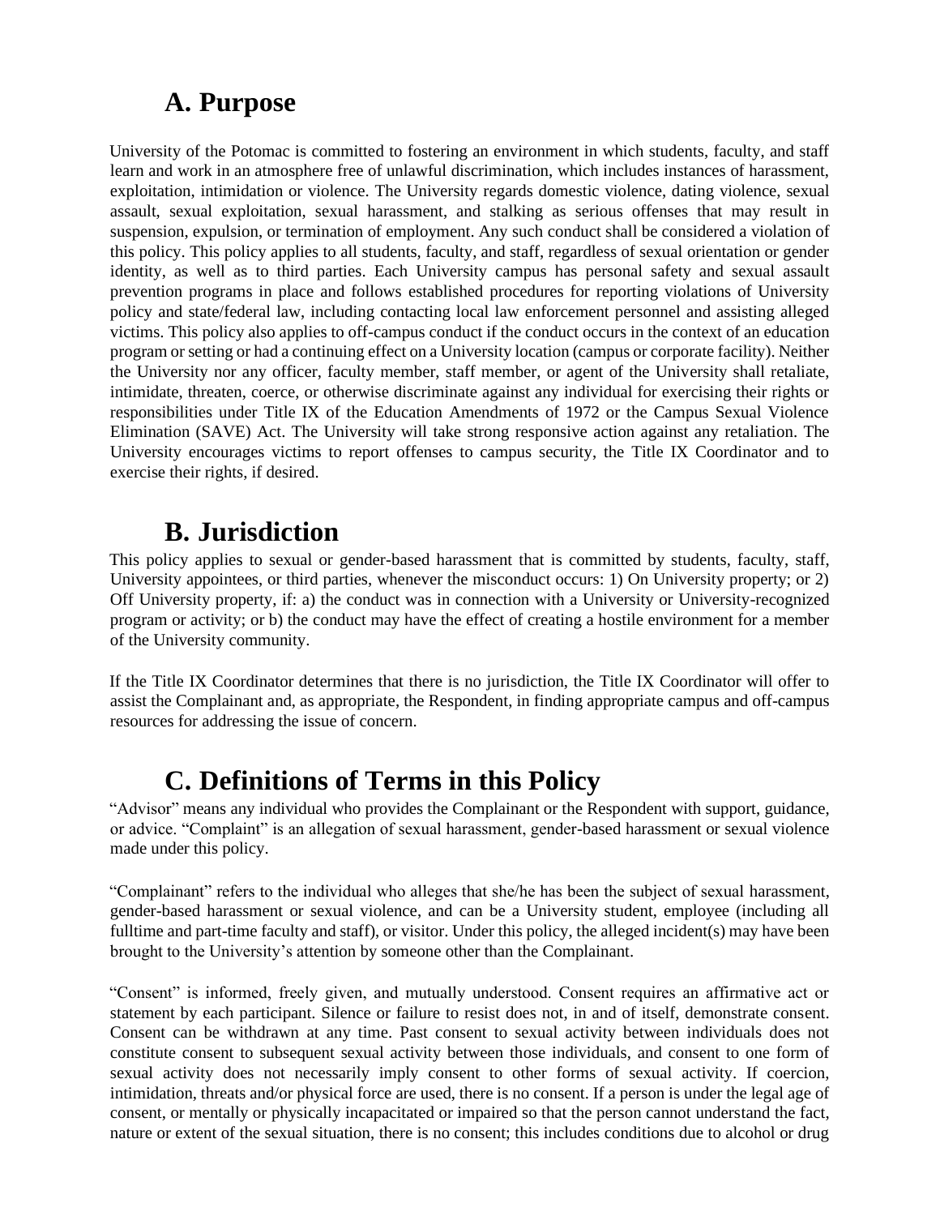## A. Purpose

University of the Potomac is committed to fostering an environment in which students, faculty, and staff learn and work in an atmosphere free of unlawful discrimination, which includes instances of harassment, exploitation, intimidation or violence. The University regards domestic violence, dating violence, sexual assault, sexual exploitation, sexual harassment, and stalking as serious offenses that may result in suspension, expulsion, or termination of employment. Any such conduct shall be considered a violation of this policy. This policy applies to all students, faculty, and staff, regardless of sexual orientation or gender identity, as well as to third parties. Each University campus has personal safety and sexual assault prevention programs in place and follows established procedures for reporting violations of University policy and state/federal law, including contacting local law enforcement personnel and assisting alleged victims. This policy also applies to off-campus conduct if the conduct occurs in the context of an education program or setting or had a continuing effect on a University location (campus or corporate facility). Neither the University nor any officer, faculty member, staff member, or agent of the University shall retaliate, intimidate, threaten, coerce, or otherwise discriminate against any individual for exercising their rights or responsibilities under Title IX of the Education Amendments of 1972 or the Campus Sexual Violence Elimination (SAVE) Act. The University will take strong responsive action against any retaliation. The University encourages victims to report offenses to campus security, the Title IX Coordinator and to exercise their rights, if desired.

## B. Jurisdiction

This policy applies to sexual or gender-based harassment that is committed by students, faculty, staff, University appointees, or third parties, whenever the misconduct occurs: 1) On University property; or 2) Off University property, if: a) the conduct was in connection with a University or University-recognized program or activity; or b) the conduct may have the effect of creating a hostile environment for a member of the University community.

If the Title IX Coordinator determines that there is no jurisdiction, the Title IX Coordinator will offer to assist the Complainant and, as appropriate, the Respondent, in finding appropriate campus and off-campus resources for addressing the issue of concern.

## C. Definitions of Terms in this Policy

"Advisor" means any individual who provides the Complainant or the Respondent with support, guidance, or advice. "Complaint" is an allegation of sexual harassment, gender-based harassment or sexual violence made under this policy.

"Complainant" refers to the individual who alleges that she/he has been the subject of sexual harassment, gender-based harassment or sexual violence, and can be a University student, employee (including all fulltime and part-time faculty and staff), or visitor. Under this policy, the alleged incident(s) may have been brought to the University's attention by someone other than the Complainant.

"Consent" is informed, freely given, and mutually understood. Consent requires an affirmative act or statement by each participant. Silence or failure to resist does not, in and of itself, demonstrate consent. Consent can be withdrawn at any time. Past consent to sexual activity between individuals does not constitute consent to subsequent sexual activity between those individuals, and consent to one form of sexual activity does not necessarily imply consent to other forms of sexual activity. If coercion, intimidation, threats and/or physical force are used, there is no consent. If a person is under the legal age of consent, or mentally or physically incapacitated or impaired so that the person cannot understand the fact, nature or extent of the sexual situation, there is no consent; this includes conditions due to alcohol or drug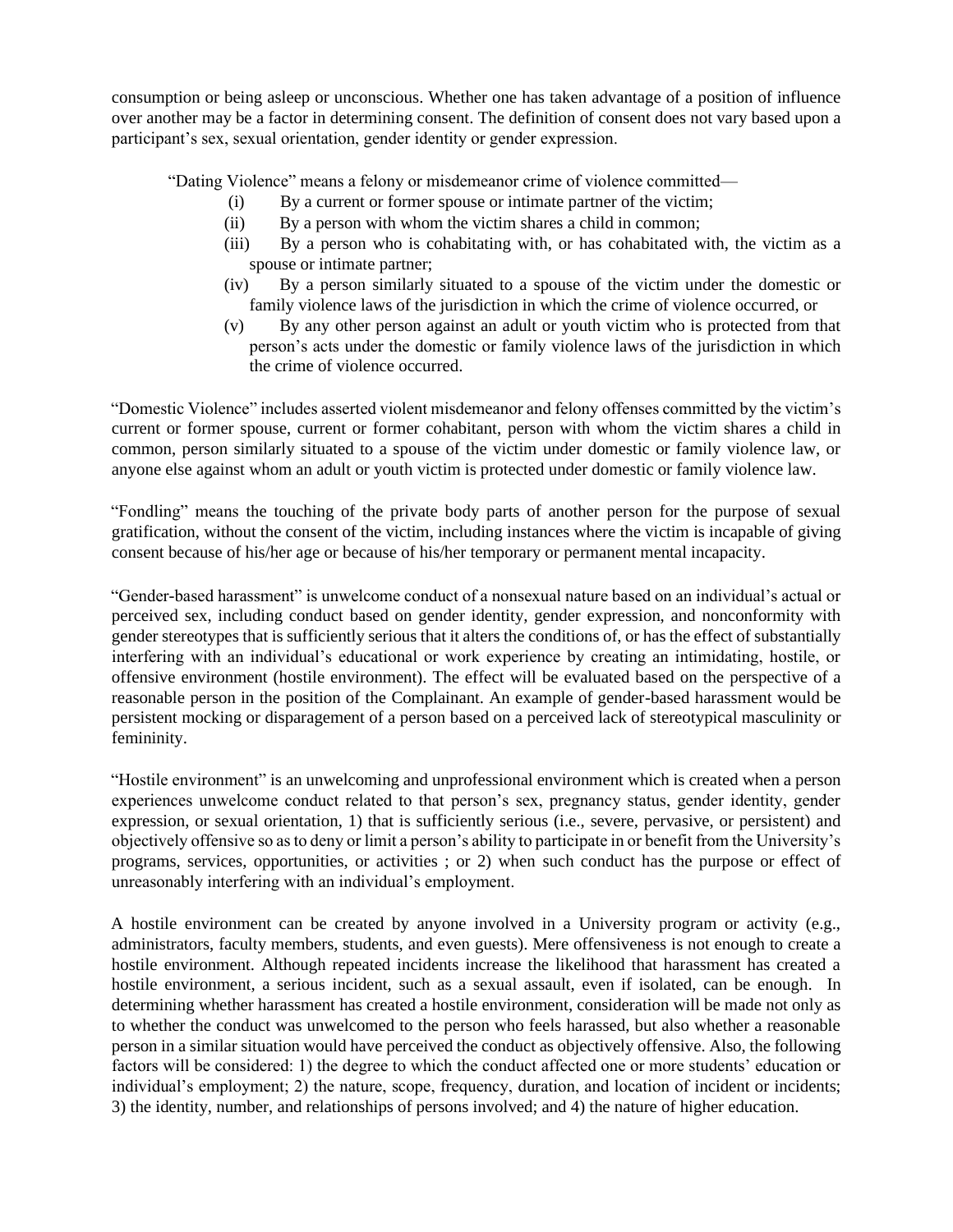consumption or being asleep or unconscious. Whether one has taken advantage of a position of influence over another may be a factor in determining consent. The definition of consent does not vary based upon a participant's sex, sexual orientation, gender identity or gender expression.

"Dating Violence" means a felony or misdemeanor crime of violence committed—

(i) By a current or former spouse or intimate partner of the victim;

(ii) By a person with whom the victim shares a child in common;

(iii) By a person who is cohabitating with, or has cohabitated with, the victim as a spouse or intimate partner;

(iv) By a person similarly situated to a spouse of the victim under the domestic or family violence laws of the jurisdiction in which the crime of violence occurred, or

(v) By any other person against an adult or youth victim who is protected from that person's acts under the domestic or family violence laws of the jurisdiction in which the crime of violence occurred.

"Domestic Violence" includes asserted violent misdemeanor and felony offenses committed by the victim's current or former spouse, current or former cohabitant, person with whom the victim shares a child in common, person similarly situated to a spouse of the victim under domestic or family violence law, or anyone else against whom an adult or youth victim is protected under domestic or family violence law.

"Fondling" means the touching of the private body parts of another person for the purpose of sexual gratification, without the consent of the victim, including instances where the victim is incapable of giving consent because of his/her age or because of his/her temporary or permanent mental incapacity.

"Gender-based harassment" is unwelcome conduct of a nonsexual nature based on an individual's actual or perceived sex, including conduct based on gender identity, gender expression, and nonconformity with gender stereotypes that is sufficiently serious that it alters the conditions of, or has the effect of substantially interfering with an individual's educational or work experience by creating an intimidating, hostile, or offensive environment (hostile environment). The effect will be evaluated based on the perspective of a reasonable person in the position of the Complainant. An example of gender-based harassment would be persistent mocking or disparagement of a person based on a perceived lack of stereotypical masculinity or femininity.

"Hostile environment" is an unwelcoming and unprofessional environment which is created when a person experiences unwelcome conduct related to that person's sex, pregnancy status, gender identity, gender expression, or sexual orientation, 1) that is sufficiently serious (i.e., severe, pervasive, or persistent) and objectively offensive so as to deny or limit a person's ability to participate in or benefit from the University's programs, services, opportunities, or activities ; or 2) when such conduct has the purpose or effect of unreasonably interfering with an individual's employment.

A hostile environment can be created by anyone involved in a University program or activity (e.g., administrators, faculty members, students, and even guests). Mere offensiveness is not enough to create a hostile environment. Although repeated incidents increase the likelihood that harassment has created a hostile environment, a serious incident, such as a sexual assault, even if isolated, can be enough. In determining whether harassment has created a hostile environment, consideration will be made not only as to whether the conduct was unwelcomed to the person who feels harassed, but also whether a reasonable person in a similar situation would have perceived the conduct as objectively offensive. Also, the following factors will be considered: 1) the degree to which the conduct affected one or more students' education or individual's employment; 2) the nature, scope, frequency, duration, and location of incident or incidents; 3) the identity, number, and relationships of persons involved; and 4) the nature of higher education.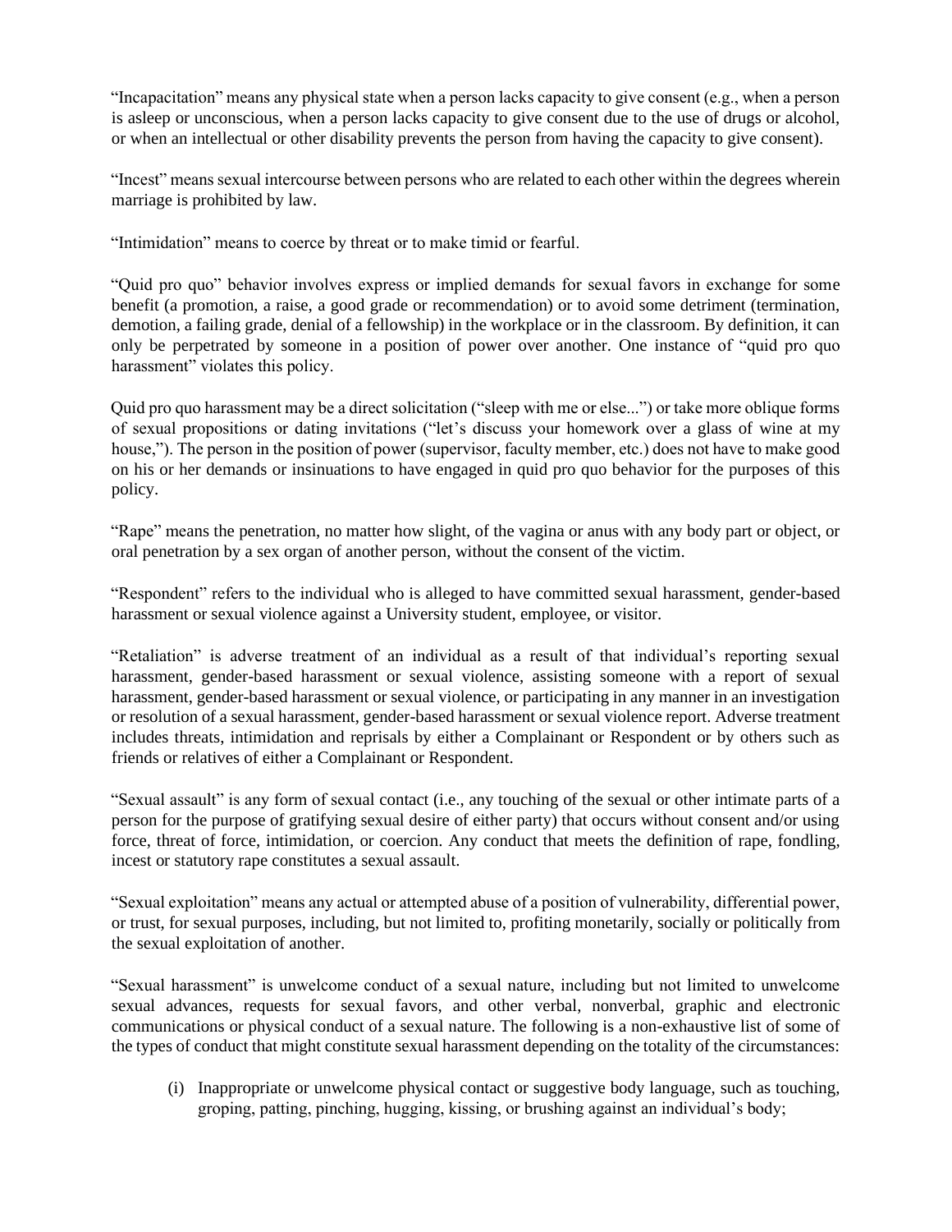"Incapacitation" means any physical state when a person lacks capacity to give consent (e.g., when a person is asleep or unconscious, when a person lacks capacity to give consent due to the use of drugs or alcohol, or when an intellectual or other disability prevents the person from having the capacity to give consent).

"Incest" means sexual intercourse between persons who are related to each other within the degrees wherein marriage is prohibited by law.

"Intimidation" means to coerce by threat or to make timid or fearful.

"Quid pro quo" behavior involves express or implied demands for sexual favors in exchange for some benefit (a promotion, a raise, a good grade or recommendation) or to avoid some detriment (termination, demotion, a failing grade, denial of a fellowship) in the workplace or in the classroom. By definition, it can only be perpetrated by someone in a position of power over another. One instance of "quid pro quo harassment" violates this policy.

Quid pro quo harassment may be a direct solicitation ("sleep with me or else...") or take more oblique forms of sexual propositions or dating invitations ("let's discuss your homework over a glass of wine at my house,"). The person in the position of power (supervisor, faculty member, etc.) does not have to make good on his or her demands or insinuations to have engaged in quid pro quo behavior for the purposes of this policy.

"Rape" means the penetration, no matter how slight, of the vagina or anus with any body part or object, or oral penetration by a sex organ of another person, without the consent of the victim.

"Respondent" refers to the individual who is alleged to have committed sexual harassment, gender-based harassment or sexual violence against a University student, employee, or visitor.

"Retaliation" is adverse treatment of an individual as a result of that individual's reporting sexual harassment, gender-based harassment or sexual violence, assisting someone with a report of sexual harassment, gender-based harassment or sexual violence, or participating in any manner in an investigation or resolution of a sexual harassment, gender-based harassment or sexual violence report. Adverse treatment includes threats, intimidation and reprisals by either a Complainant or Respondent or by others such as friends or relatives of either a Complainant or Respondent.

"Sexual assault" is any form of sexual contact (i.e., any touching of the sexual or other intimate parts of a person for the purpose of gratifying sexual desire of either party) that occurs without consent and/or using force, threat of force, intimidation, or coercion. Any conduct that meets the definition of rape, fondling, incest or statutory rape constitutes a sexual assault.

"Sexual exploitation" means any actual or attempted abuse of a position of vulnerability, differential power, or trust, for sexual purposes, including, but not limited to, profiting monetarily, socially or politically from the sexual exploitation of another.

"Sexual harassment" is unwelcome conduct of a sexual nature, including but not limited to unwelcome sexual advances, requests for sexual favors, and other verbal, nonverbal, graphic and electronic communications or physical conduct of a sexual nature. The following is a non-exhaustive list of some of the types of conduct that might constitute sexual harassment depending on the totality of the circumstances:

(i) Inappropriate or unwelcome physical contact or suggestive body language, such as touching, groping, patting, pinching, hugging, kissing, or brushing against an individual's body;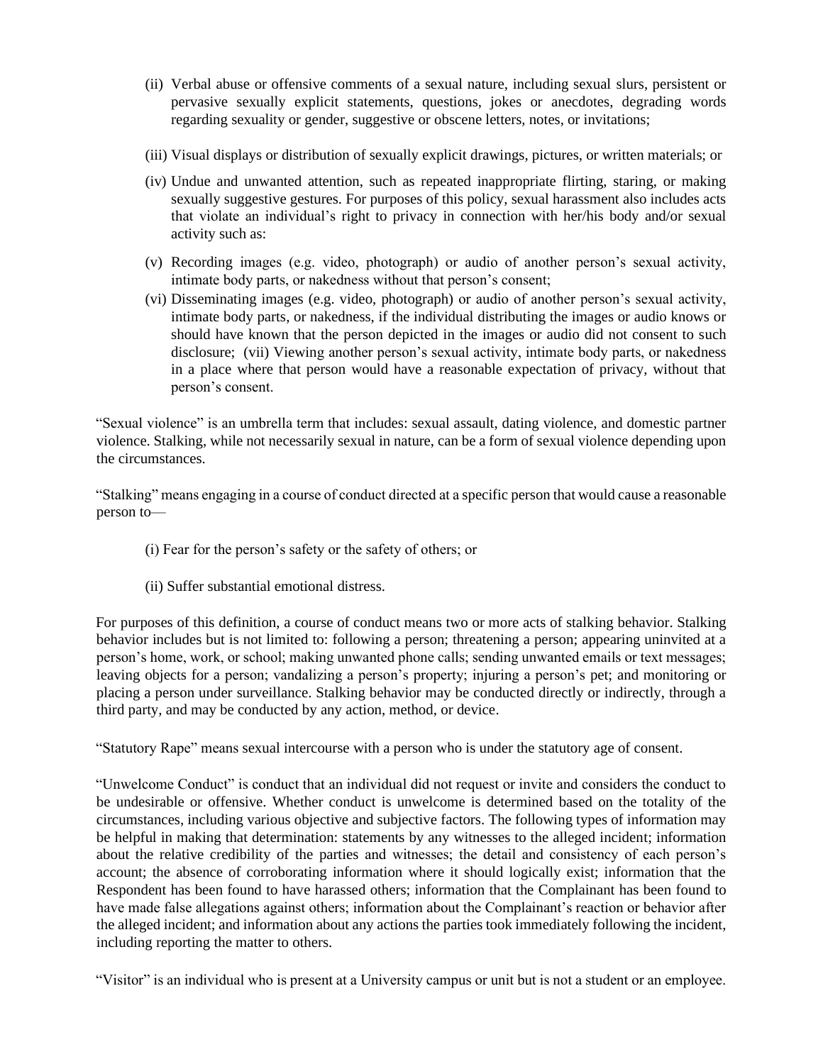(ii) Verbal abuse or offensive comments of a sexual nature, including sexual slurs, persistent or pervasive sexually explicit statements, questions, jokes or anecdotes, degrading words regarding sexuality or gender, suggestive or obscene letters, notes, or invitations;

(iii) Visual displays or distribution of sexually explicit drawings, pictures, or written materials; or

(iv) Undue and unwanted attention, such as repeated inappropriate flirting, staring, or making sexually suggestive gestures. For purposes of this policy, sexual harassment also includes acts that violate an individual's right to privacy in connection with her/his body and/or sexual activity such as:

(v) Recording images (e.g. video, photograph) or audio of another person's sexual activity, intimate body parts, or nakedness without that person's consent;

(vi) Disseminating images (e.g. video, photograph) or audio of another person's sexual activity, intimate body parts, or nakedness, if the individual distributing the images or audio knows or should have known that the person depicted in the images or audio did not consent to such disclosure; (vii) Viewing another person's sexual activity, intimate body parts, or nakedness in a place where that person would have a reasonable expectation of privacy, without that person's consent.

"Sexual violence" is an umbrella term that includes: sexual assault, dating violence, and domestic partner violence. Stalking, while not necessarily sexual in nature, can be a form of sexual violence depending upon the circumstances.

"Stalking" means engaging in a course of conduct directed at a specific person that would cause a reasonable person to—

(i) Fear for the person's safety or the safety of others; or

(ii) Suffer substantial emotional distress.

For purposes of this definition, a course of conduct means two or more acts of stalking behavior. Stalking behavior includes but is not limited to: following a person; threatening a person; appearing uninvited at a person's home, work, or school; making unwanted phone calls; sending unwanted emails or text messages; leaving objects for a person; vandalizing a person's property; injuring a person's pet; and monitoring or placing a person under surveillance. Stalking behavior may be conducted directly or indirectly, through a third party, and may be conducted by any action, method, or device.

"Statutory Rape" means sexual intercourse with a person who is under the statutory age of consent.

"Unwelcome Conduct" is conduct that an individual did not request or invite and considers the conduct to be undesirable or offensive. Whether conduct is unwelcome is determined based on the totality of the circumstances, including various objective and subjective factors. The following types of information may be helpful in making that determination: statements by any witnesses to the alleged incident; information about the relative credibility of the parties and witnesses; the detail and consistency of each person's account; the absence of corroborating information where it should logically exist; information that the Respondent has been found to have harassed others; information that the Complainant has been found to have made false allegations against others; information about the Complainant's reaction or behavior after the alleged incident; and information about any actions the parties took immediately following the incident, including reporting the matter to others.

"Visitor" is an individual who is present at a University campus or unit but is not a student or an employee.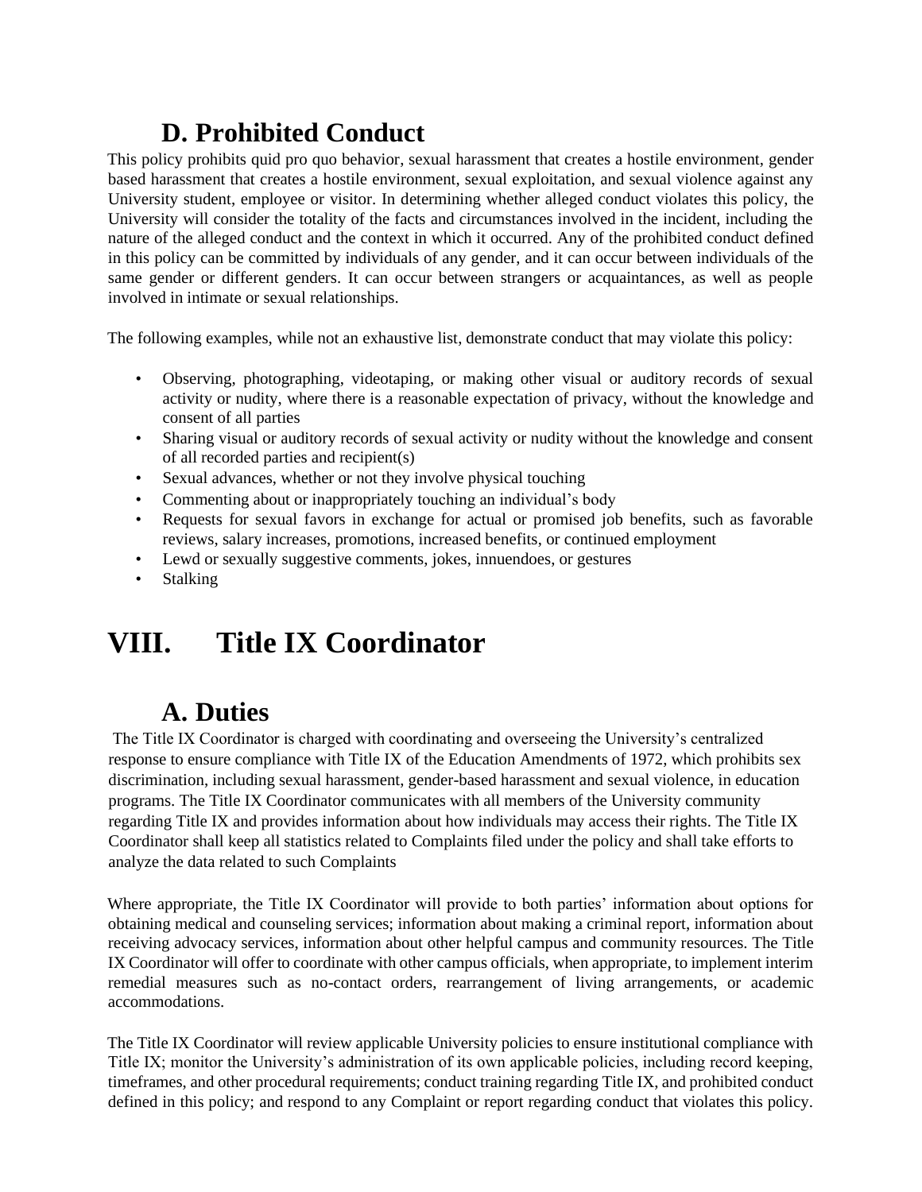## D. Prohibited Conduct

This policy prohibits quid pro quo behavior, sexual harassment that creates a hostile environment, gender based harassment that creates a hostile environment, sexual exploitation, and sexual violence against any University student, employee or visitor. In determining whether alleged conduct violates this policy, the University will consider the totality of the facts and circumstances involved in the incident, including the nature of the alleged conduct and the context in which it occurred. Any of the prohibited conduct defined in this policy can be committed by individuals of any gender, and it can occur between individuals of the same gender or different genders. It can occur between strangers or acquaintances, as well as people involved in intimate or sexual relationships.

The following examples, while not an exhaustive list, demonstrate conduct that may violate this policy:

- Observing, photographing, videotaping, or making other visual or auditory records of sexual activity or nudity, where there is a reasonable expectation of privacy, without the knowledge and consent of all parties
- Sharing visual or auditory records of sexual activity or nudity without the knowledge and consent of all recorded parties and recipient(s)
- Sexual advances, whether or not they involve physical touching
- Commenting about or inappropriately touching an individual's body
- Requests for sexual favors in exchange for actual or promised job benefits, such as favorable reviews, salary increases, promotions, increased benefits, or continued employment
- Lewd or sexually suggestive comments, jokes, innuendoes, or gestures
- Stalking

# VIII. Title IX Coordinator

## A. Duties

The Title IX Coordinator is charged with coordinating and overseeing the University's centralized response to ensure compliance with Title IX of the Education Amendments of 1972, which prohibits sex discrimination, including sexual harassment, gender-based harassment and sexual violence, in education programs. The Title IX Coordinator communicates with all members of the University community regarding Title IX and provides information about how individuals may access their rights. The Title IX Coordinator shall keep all statistics related to Complaints filed under the policy and shall take efforts to analyze the data related to such Complaints

Where appropriate, the Title IX Coordinator will provide to both parties' information about options for obtaining medical and counseling services; information about making a criminal report, information about receiving advocacy services, information about other helpful campus and community resources. The Title IX Coordinator will offer to coordinate with other campus officials, when appropriate, to implement interim remedial measures such as no-contact orders, rearrangement of living arrangements, or academic accommodations.

The Title IX Coordinator will review applicable University policies to ensure institutional compliance with Title IX; monitor the University's administration of its own applicable policies, including record keeping, timeframes, and other procedural requirements; conduct training regarding Title IX, and prohibited conduct defined in this policy; and respond to any Complaint or report regarding conduct that violates this policy.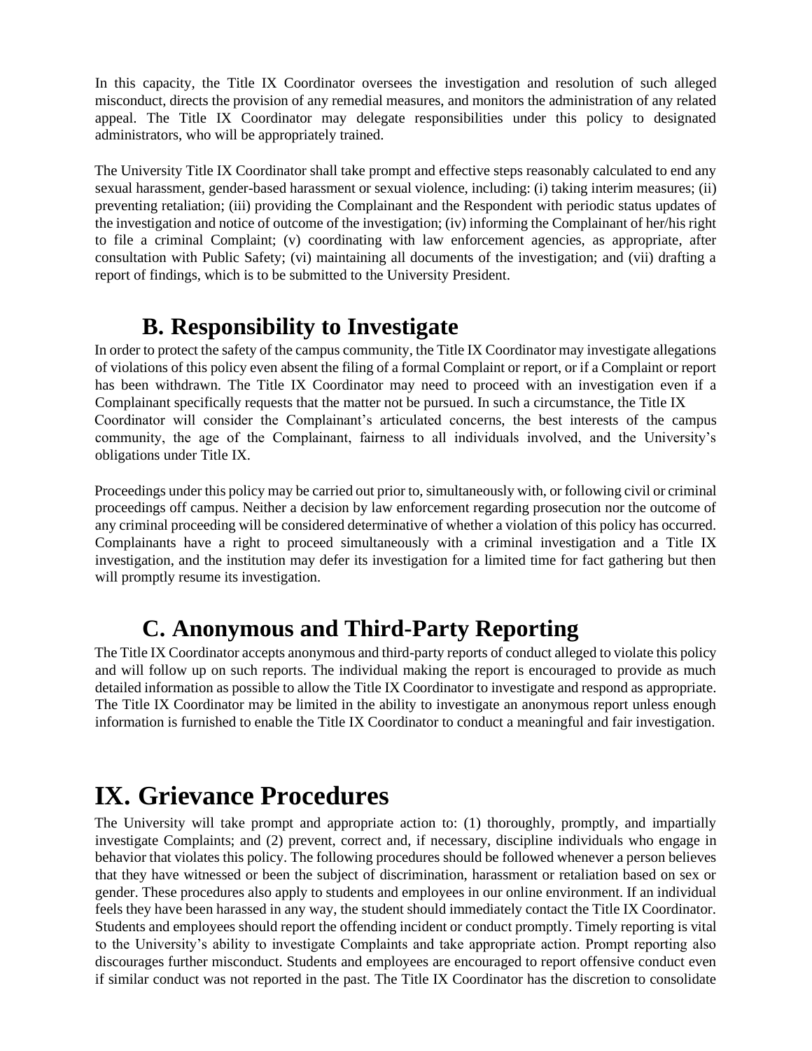In this capacity, the Title IX Coordinator oversees the investigation and resolution of such alleged misconduct, directs the provision of any remedial measures, and monitors the administration of any related appeal. The Title IX Coordinator may delegate responsibilities under this policy to designated administrators, who will be appropriately trained.

The University Title IX Coordinator shall take prompt and effective steps reasonably calculated to end any sexual harassment, gender-based harassment or sexual violence, including: (i) taking interim measures; (ii) preventing retaliation; (iii) providing the Complainant and the Respondent with periodic status updates of the investigation and notice of outcome of the investigation; (iv) informing the Complainant of her/his right to file a criminal Complaint; (v) coordinating with law enforcement agencies, as appropriate, after consultation with Public Safety; (vi) maintaining all documents of the investigation; and (vii) drafting a report of findings, which is to be submitted to the University President.

## B. Responsibility to Investigate

In order to protect the safety of the campus community, the Title IX Coordinator may investigate allegations of violations of this policy even absent the filing of a formal Complaint or report, or if a Complaint or report has been withdrawn. The Title IX Coordinator may need to proceed with an investigation even if a Complainant specifically requests that the matter not be pursued. In such a circumstance, the Title IX Coordinator will consider the Complainant's articulated concerns, the best interests of the campus community, the age of the Complainant, fairness to all individuals involved, and the University's obligations under Title IX.

Proceedings under this policy may be carried out prior to, simultaneously with, or following civil or criminal proceedings off campus. Neither a decision by law enforcement regarding prosecution nor the outcome of any criminal proceeding will be considered determinative of whether a violation of this policy has occurred. Complainants have a right to proceed simultaneously with a criminal investigation and a Title IX investigation, and the institution may defer its investigation for a limited time for fact gathering but then will promptly resume its investigation.

## C. Anonymous and Third-Party Reporting

The Title IX Coordinator accepts anonymous and third-party reports of conduct alleged to violate this policy and will follow up on such reports. The individual making the report is encouraged to provide as much detailed information as possible to allow the Title IX Coordinator to investigate and respond as appropriate. The Title IX Coordinator may be limited in the ability to investigate an anonymous report unless enough information is furnished to enable the Title IX Coordinator to conduct a meaningful and fair investigation.

# IX. Grievance Procedures

The University will take prompt and appropriate action to: (1) thoroughly, promptly, and impartially investigate Complaints; and (2) prevent, correct and, if necessary, discipline individuals who engage in behavior that violates this policy. The following procedures should be followed whenever a person believes that they have witnessed or been the subject of discrimination, harassment or retaliation based on sex or gender. These procedures also apply to students and employees in our online environment. If an individual feels they have been harassed in any way, the student should immediately contact the Title IX Coordinator. Students and employees should report the offending incident or conduct promptly. Timely reporting is vital to the University's ability to investigate Complaints and take appropriate action. Prompt reporting also discourages further misconduct. Students and employees are encouraged to report offensive conduct even if similar conduct was not reported in the past. The Title IX Coordinator has the discretion to consolidate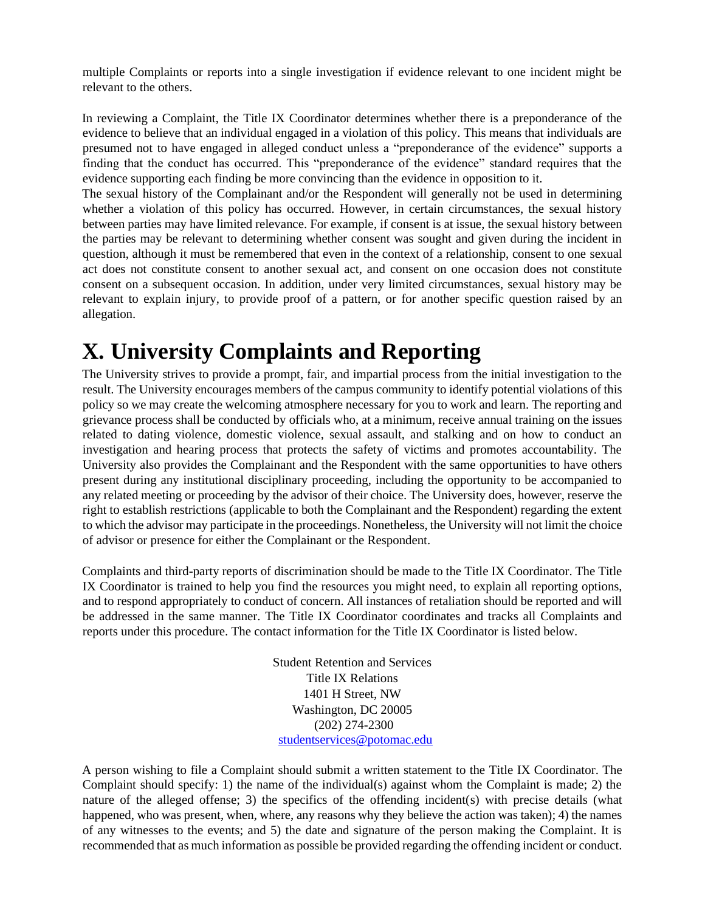multiple Complaints or reports into a single investigation if evidence relevant to one incident might be relevant to the others.

In reviewing a Complaint, the Title IX Coordinator determines whether there is a preponderance of the evidence to believe that an individual engaged in a violation of this policy. This means that individuals are presumed not to have engaged in alleged conduct unless a "preponderance of the evidence" supports a finding that the conduct has occurred. This "preponderance of the evidence" standard requires that the evidence supporting each finding be more convincing than the evidence in opposition to it.

The sexual history of the Complainant and/or the Respondent will generally not be used in determining whether a violation of this policy has occurred. However, in certain circumstances, the sexual history between parties may have limited relevance. For example, if consent is at issue, the sexual history between the parties may be relevant to determining whether consent was sought and given during the incident in question, although it must be remembered that even in the context of a relationship, consent to one sexual act does not constitute consent to another sexual act, and consent on one occasion does not constitute consent on a subsequent occasion. In addition, under very limited circumstances, sexual history may be relevant to explain injury, to provide proof of a pattern, or for another specific question raised by an allegation.

# X. University Complaints and Reporting

The University strives to provide a prompt, fair, and impartial process from the initial investigation to the result. The University encourages members of the campus community to identify potential violations of this policy so we may create the welcoming atmosphere necessary for you to work and learn. The reporting and grievance process shall be conducted by officials who, at a minimum, receive annual training on the issues related to dating violence, domestic violence, sexual assault, and stalking and on how to conduct an investigation and hearing process that protects the safety of victims and promotes accountability. The University also provides the Complainant and the Respondent with the same opportunities to have others present during any institutional disciplinary proceeding, including the opportunity to be accompanied to any related meeting or proceeding by the advisor of their choice. The University does, however, reserve the right to establish restrictions (applicable to both the Complainant and the Respondent) regarding the extent to which the advisor may participate in the proceedings. Nonetheless, the University will not limit the choice of advisor or presence for either the Complainant or the Respondent.

Complaints and third-party reports of discrimination should be made to the Title IX Coordinator. The Title IX Coordinator is trained to help you find the resources you might need, to explain all reporting options, and to respond appropriately to conduct of concern. All instances of retaliation should be reported and will be addressed in the same manner. The Title IX Coordinator coordinates and tracks all Complaints and reports under this procedure. The contact information for the Title IX Coordinator is listed below.

Student Retention and Services
Title IX Relations
1401 H Street, NW
Washington, DC 20005
(202) 274-2300
studentservices@potomac.edu

A person wishing to file a Complaint should submit a written statement to the Title IX Coordinator. The Complaint should specify: 1) the name of the individual(s) against whom the Complaint is made; 2) the nature of the alleged offense; 3) the specifics of the offending incident(s) with precise details (what happened, who was present, when, where, any reasons why they believe the action was taken); 4) the names of any witnesses to the events; and 5) the date and signature of the person making the Complaint. It is recommended that as much information as possible be provided regarding the offending incident or conduct.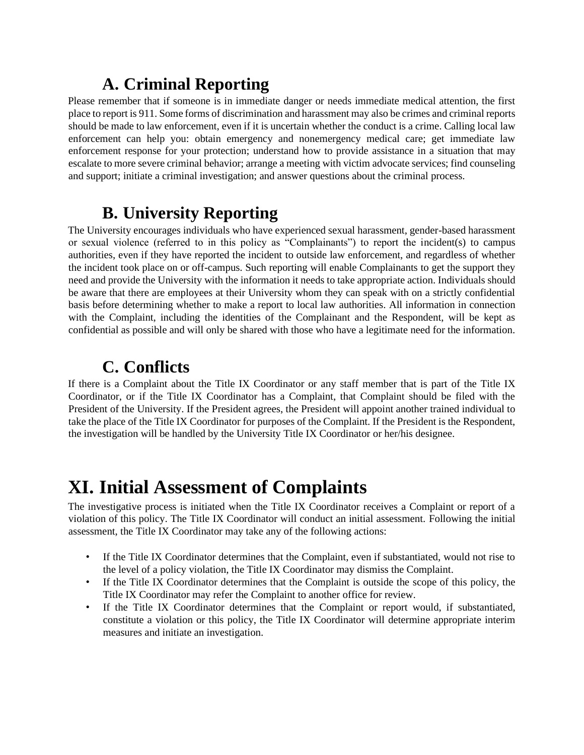## A. Criminal Reporting

Please remember that if someone is in immediate danger or needs immediate medical attention, the first place to report is 911. Some forms of discrimination and harassment may also be crimes and criminal reports should be made to law enforcement, even if it is uncertain whether the conduct is a crime. Calling local law enforcement can help you: obtain emergency and nonemergency medical care; get immediate law enforcement response for your protection; understand how to provide assistance in a situation that may escalate to more severe criminal behavior; arrange a meeting with victim advocate services; find counseling and support; initiate a criminal investigation; and answer questions about the criminal process.

## B. University Reporting

The University encourages individuals who have experienced sexual harassment, gender-based harassment or sexual violence (referred to in this policy as "Complainants") to report the incident(s) to campus authorities, even if they have reported the incident to outside law enforcement, and regardless of whether the incident took place on or off-campus. Such reporting will enable Complainants to get the support they need and provide the University with the information it needs to take appropriate action. Individuals should be aware that there are employees at their University whom they can speak with on a strictly confidential basis before determining whether to make a report to local law authorities. All information in connection with the Complaint, including the identities of the Complainant and the Respondent, will be kept as confidential as possible and will only be shared with those who have a legitimate need for the information.

## C. Conflicts

If there is a Complaint about the Title IX Coordinator or any staff member that is part of the Title IX Coordinator, or if the Title IX Coordinator has a Complaint, that Complaint should be filed with the President of the University. If the President agrees, the President will appoint another trained individual to take the place of the Title IX Coordinator for purposes of the Complaint. If the President is the Respondent, the investigation will be handled by the University Title IX Coordinator or her/his designee.

# XI. Initial Assessment of Complaints

The investigative process is initiated when the Title IX Coordinator receives a Complaint or report of a violation of this policy. The Title IX Coordinator will conduct an initial assessment. Following the initial assessment, the Title IX Coordinator may take any of the following actions:

- If the Title IX Coordinator determines that the Complaint, even if substantiated, would not rise to the level of a policy violation, the Title IX Coordinator may dismiss the Complaint.
- If the Title IX Coordinator determines that the Complaint is outside the scope of this policy, the Title IX Coordinator may refer the Complaint to another office for review.
- If the Title IX Coordinator determines that the Complaint or report would, if substantiated, constitute a violation or this policy, the Title IX Coordinator will determine appropriate interim measures and initiate an investigation.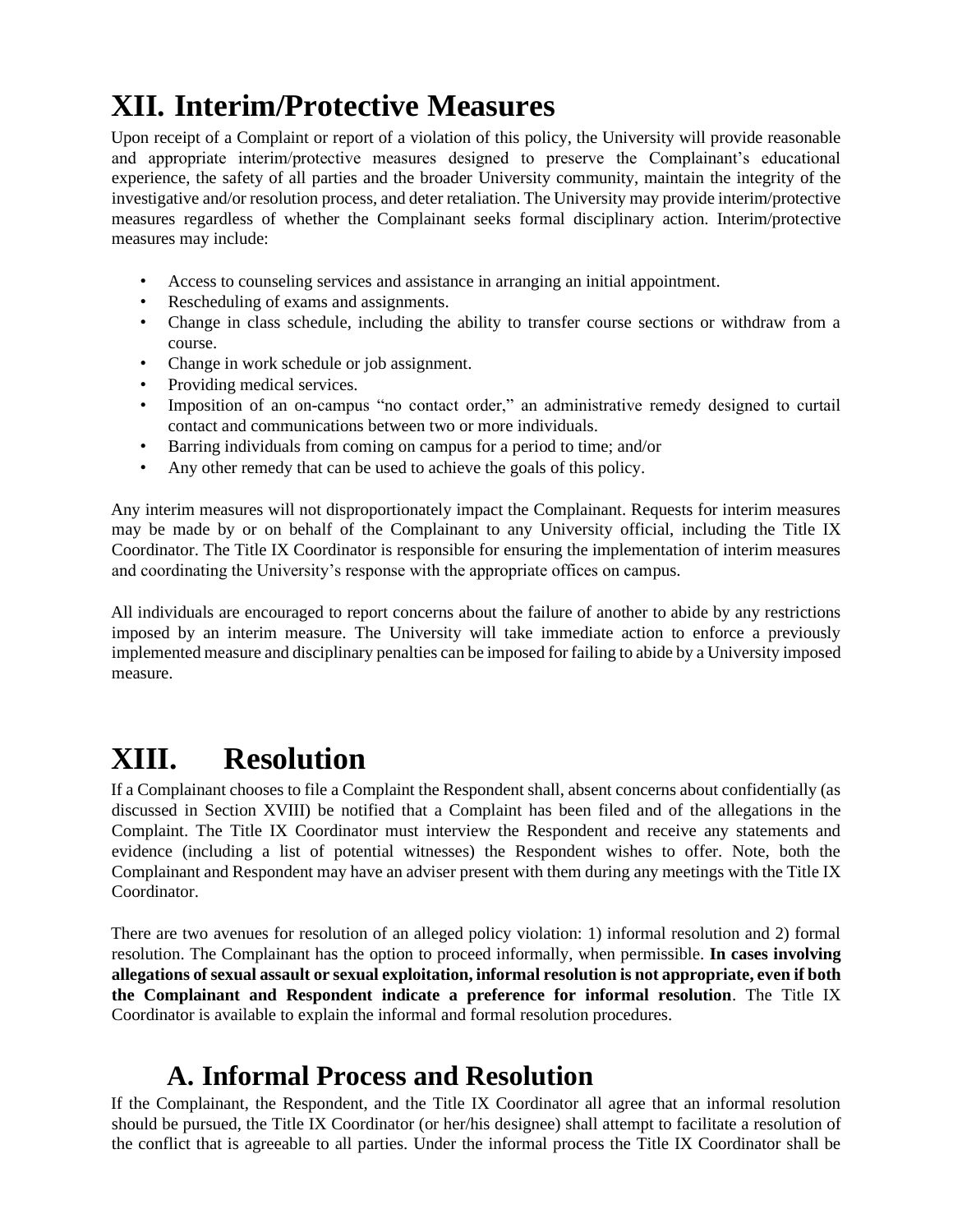# XII. Interim/Protective Measures

Upon receipt of a Complaint or report of a violation of this policy, the University will provide reasonable and appropriate interim/protective measures designed to preserve the Complainant's educational experience, the safety of all parties and the broader University community, maintain the integrity of the investigative and/or resolution process, and deter retaliation. The University may provide interim/protective measures regardless of whether the Complainant seeks formal disciplinary action. Interim/protective measures may include:

- Access to counseling services and assistance in arranging an initial appointment.
- Rescheduling of exams and assignments.
- Change in class schedule, including the ability to transfer course sections or withdraw from a course.
- Change in work schedule or job assignment.
- Providing medical services.
- Imposition of an on-campus "no contact order," an administrative remedy designed to curtail contact and communications between two or more individuals.
- Barring individuals from coming on campus for a period to time; and/or
- Any other remedy that can be used to achieve the goals of this policy.

Any interim measures will not disproportionately impact the Complainant. Requests for interim measures may be made by or on behalf of the Complainant to any University official, including the Title IX Coordinator. The Title IX Coordinator is responsible for ensuring the implementation of interim measures and coordinating the University's response with the appropriate offices on campus.

All individuals are encouraged to report concerns about the failure of another to abide by any restrictions imposed by an interim measure. The University will take immediate action to enforce a previously implemented measure and disciplinary penalties can be imposed for failing to abide by a University imposed measure.

# XIII. Resolution

If a Complainant chooses to file a Complaint the Respondent shall, absent concerns about confidentially (as discussed in Section XVIII) be notified that a Complaint has been filed and of the allegations in the Complaint. The Title IX Coordinator must interview the Respondent and receive any statements and evidence (including a list of potential witnesses) the Respondent wishes to offer. Note, both the Complainant and Respondent may have an adviser present with them during any meetings with the Title IX Coordinator.

There are two avenues for resolution of an alleged policy violation: 1) informal resolution and 2) formal resolution. The Complainant has the option to proceed informally, when permissible. **In cases involving allegations of sexual assault or sexual exploitation, informal resolution is not appropriate, even if both the Complainant and Respondent indicate a preference for informal resolution**. The Title IX Coordinator is available to explain the informal and formal resolution procedures.

## A. Informal Process and Resolution

If the Complainant, the Respondent, and the Title IX Coordinator all agree that an informal resolution should be pursued, the Title IX Coordinator (or her/his designee) shall attempt to facilitate a resolution of the conflict that is agreeable to all parties. Under the informal process the Title IX Coordinator shall be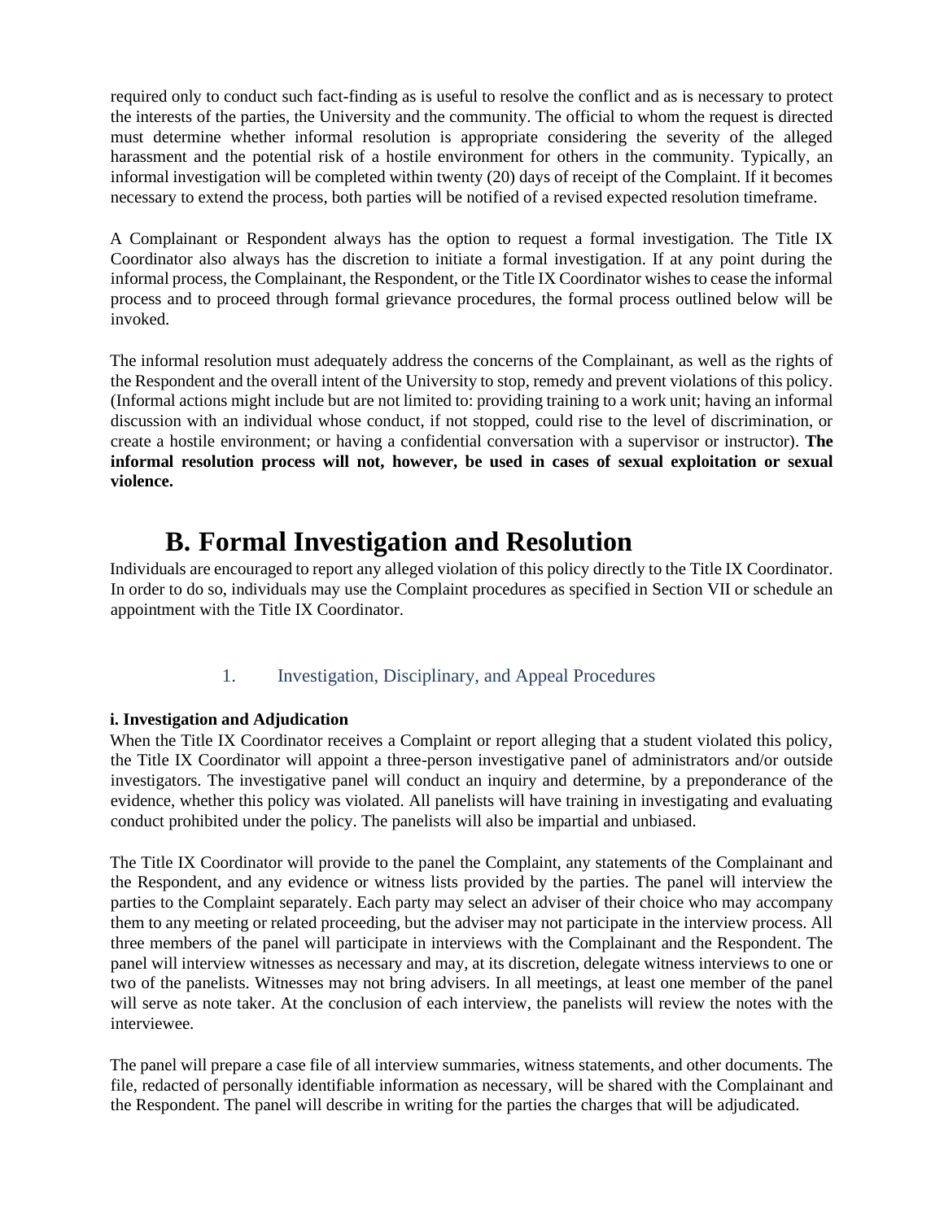required only to conduct such fact-finding as is useful to resolve the conflict and as is necessary to protect the interests of the parties, the University and the community. The official to whom the request is directed must determine whether informal resolution is appropriate considering the severity of the alleged harassment and the potential risk of a hostile environment for others in the community. Typically, an informal investigation will be completed within twenty (20) days of receipt of the Complaint. If it becomes necessary to extend the process, both parties will be notified of a revised expected resolution timeframe.

A Complainant or Respondent always has the option to request a formal investigation. The Title IX Coordinator also always has the discretion to initiate a formal investigation. If at any point during the informal process, the Complainant, the Respondent, or the Title IX Coordinator wishes to cease the informal process and to proceed through formal grievance procedures, the formal process outlined below will be invoked.

The informal resolution must adequately address the concerns of the Complainant, as well as the rights of the Respondent and the overall intent of the University to stop, remedy and prevent violations of this policy. (Informal actions might include but are not limited to: providing training to a work unit; having an informal discussion with an individual whose conduct, if not stopped, could rise to the level of discrimination, or create a hostile environment; or having a confidential conversation with a supervisor or instructor). **The informal resolution process will not, however, be used in cases of sexual exploitation or sexual violence.**

## B. Formal Investigation and Resolution

Individuals are encouraged to report any alleged violation of this policy directly to the Title IX Coordinator. In order to do so, individuals may use the Complaint procedures as specified in Section VII or schedule an appointment with the Title IX Coordinator.

### 1. Investigation, Disciplinary, and Appeal Procedures

**i. Investigation and Adjudication**

When the Title IX Coordinator receives a Complaint or report alleging that a student violated this policy, the Title IX Coordinator will appoint a three-person investigative panel of administrators and/or outside investigators. The investigative panel will conduct an inquiry and determine, by a preponderance of the evidence, whether this policy was violated. All panelists will have training in investigating and evaluating conduct prohibited under the policy. The panelists will also be impartial and unbiased.

The Title IX Coordinator will provide to the panel the Complaint, any statements of the Complainant and the Respondent, and any evidence or witness lists provided by the parties. The panel will interview the parties to the Complaint separately. Each party may select an adviser of their choice who may accompany them to any meeting or related proceeding, but the adviser may not participate in the interview process. All three members of the panel will participate in interviews with the Complainant and the Respondent. The panel will interview witnesses as necessary and may, at its discretion, delegate witness interviews to one or two of the panelists. Witnesses may not bring advisers. In all meetings, at least one member of the panel will serve as note taker. At the conclusion of each interview, the panelists will review the notes with the interviewee.

The panel will prepare a case file of all interview summaries, witness statements, and other documents. The file, redacted of personally identifiable information as necessary, will be shared with the Complainant and the Respondent. The panel will describe in writing for the parties the charges that will be adjudicated.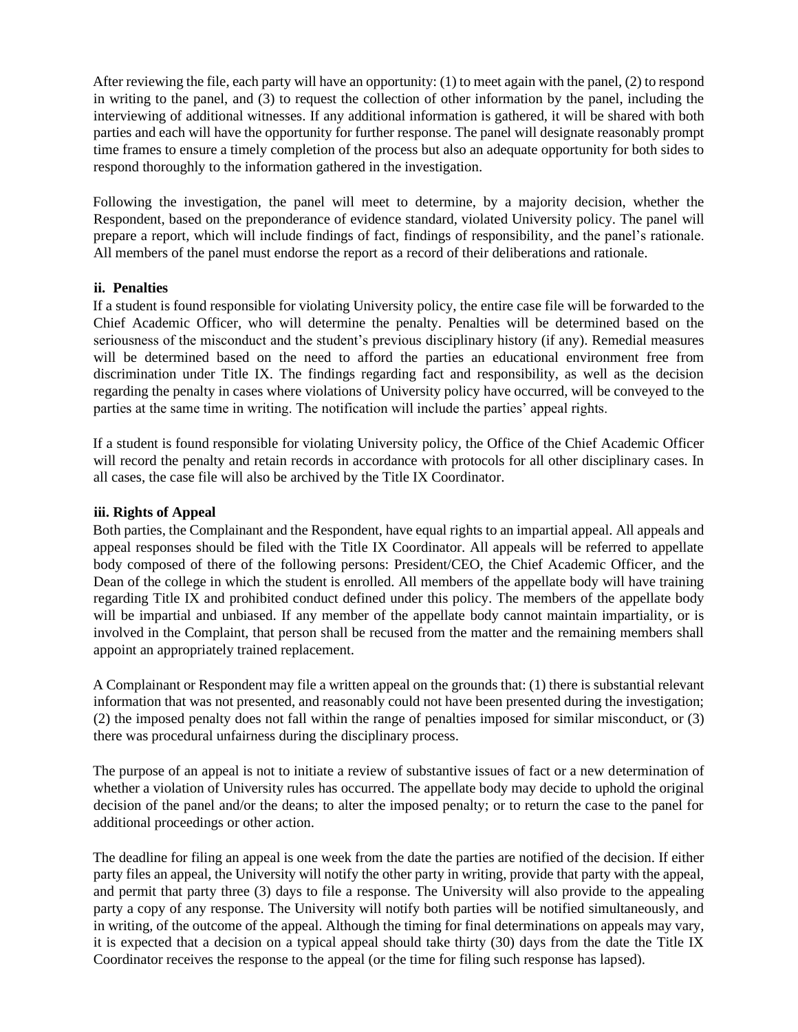After reviewing the file, each party will have an opportunity: (1) to meet again with the panel, (2) to respond in writing to the panel, and (3) to request the collection of other information by the panel, including the interviewing of additional witnesses. If any additional information is gathered, it will be shared with both parties and each will have the opportunity for further response. The panel will designate reasonably prompt time frames to ensure a timely completion of the process but also an adequate opportunity for both sides to respond thoroughly to the information gathered in the investigation.

Following the investigation, the panel will meet to determine, by a majority decision, whether the Respondent, based on the preponderance of evidence standard, violated University policy. The panel will prepare a report, which will include findings of fact, findings of responsibility, and the panel's rationale. All members of the panel must endorse the report as a record of their deliberations and rationale.

**ii. Penalties**

If a student is found responsible for violating University policy, the entire case file will be forwarded to the Chief Academic Officer, who will determine the penalty. Penalties will be determined based on the seriousness of the misconduct and the student's previous disciplinary history (if any). Remedial measures will be determined based on the need to afford the parties an educational environment free from discrimination under Title IX. The findings regarding fact and responsibility, as well as the decision regarding the penalty in cases where violations of University policy have occurred, will be conveyed to the parties at the same time in writing. The notification will include the parties' appeal rights.

If a student is found responsible for violating University policy, the Office of the Chief Academic Officer will record the penalty and retain records in accordance with protocols for all other disciplinary cases. In all cases, the case file will also be archived by the Title IX Coordinator.

**iii. Rights of Appeal**

Both parties, the Complainant and the Respondent, have equal rights to an impartial appeal. All appeals and appeal responses should be filed with the Title IX Coordinator. All appeals will be referred to appellate body composed of there of the following persons: President/CEO, the Chief Academic Officer, and the Dean of the college in which the student is enrolled. All members of the appellate body will have training regarding Title IX and prohibited conduct defined under this policy. The members of the appellate body will be impartial and unbiased. If any member of the appellate body cannot maintain impartiality, or is involved in the Complaint, that person shall be recused from the matter and the remaining members shall appoint an appropriately trained replacement.

A Complainant or Respondent may file a written appeal on the grounds that: (1) there is substantial relevant information that was not presented, and reasonably could not have been presented during the investigation; (2) the imposed penalty does not fall within the range of penalties imposed for similar misconduct, or (3) there was procedural unfairness during the disciplinary process.

The purpose of an appeal is not to initiate a review of substantive issues of fact or a new determination of whether a violation of University rules has occurred. The appellate body may decide to uphold the original decision of the panel and/or the deans; to alter the imposed penalty; or to return the case to the panel for additional proceedings or other action.

The deadline for filing an appeal is one week from the date the parties are notified of the decision. If either party files an appeal, the University will notify the other party in writing, provide that party with the appeal, and permit that party three (3) days to file a response. The University will also provide to the appealing party a copy of any response. The University will notify both parties will be notified simultaneously, and in writing, of the outcome of the appeal. Although the timing for final determinations on appeals may vary, it is expected that a decision on a typical appeal should take thirty (30) days from the date the Title IX Coordinator receives the response to the appeal (or the time for filing such response has lapsed).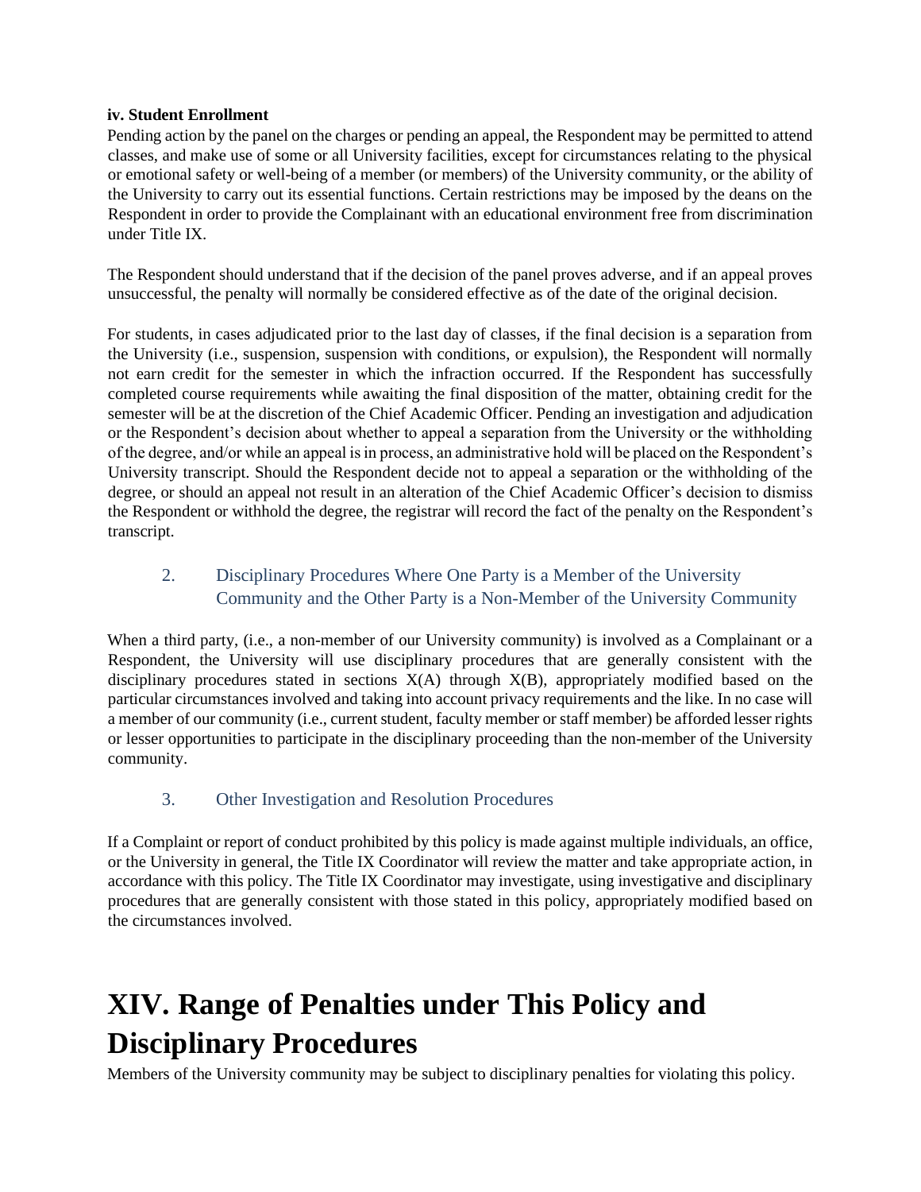**iv. Student Enrollment**

Pending action by the panel on the charges or pending an appeal, the Respondent may be permitted to attend classes, and make use of some or all University facilities, except for circumstances relating to the physical or emotional safety or well-being of a member (or members) of the University community, or the ability of the University to carry out its essential functions. Certain restrictions may be imposed by the deans on the Respondent in order to provide the Complainant with an educational environment free from discrimination under Title IX.

The Respondent should understand that if the decision of the panel proves adverse, and if an appeal proves unsuccessful, the penalty will normally be considered effective as of the date of the original decision.

For students, in cases adjudicated prior to the last day of classes, if the final decision is a separation from the University (i.e., suspension, suspension with conditions, or expulsion), the Respondent will normally not earn credit for the semester in which the infraction occurred. If the Respondent has successfully completed course requirements while awaiting the final disposition of the matter, obtaining credit for the semester will be at the discretion of the Chief Academic Officer. Pending an investigation and adjudication or the Respondent's decision about whether to appeal a separation from the University or the withholding of the degree, and/or while an appeal is in process, an administrative hold will be placed on the Respondent's University transcript. Should the Respondent decide not to appeal a separation or the withholding of the degree, or should an appeal not result in an alteration of the Chief Academic Officer's decision to dismiss the Respondent or withhold the degree, the registrar will record the fact of the penalty on the Respondent's transcript.

### 2. Disciplinary Procedures Where One Party is a Member of the University Community and the Other Party is a Non-Member of the University Community

When a third party, (i.e., a non-member of our University community) is involved as a Complainant or a Respondent, the University will use disciplinary procedures that are generally consistent with the disciplinary procedures stated in sections X(A) through X(B), appropriately modified based on the particular circumstances involved and taking into account privacy requirements and the like. In no case will a member of our community (i.e., current student, faculty member or staff member) be afforded lesser rights or lesser opportunities to participate in the disciplinary proceeding than the non-member of the University community.

### 3. Other Investigation and Resolution Procedures

If a Complaint or report of conduct prohibited by this policy is made against multiple individuals, an office, or the University in general, the Title IX Coordinator will review the matter and take appropriate action, in accordance with this policy. The Title IX Coordinator may investigate, using investigative and disciplinary procedures that are generally consistent with those stated in this policy, appropriately modified based on the circumstances involved.

# XIV. Range of Penalties under This Policy and Disciplinary Procedures

Members of the University community may be subject to disciplinary penalties for violating this policy.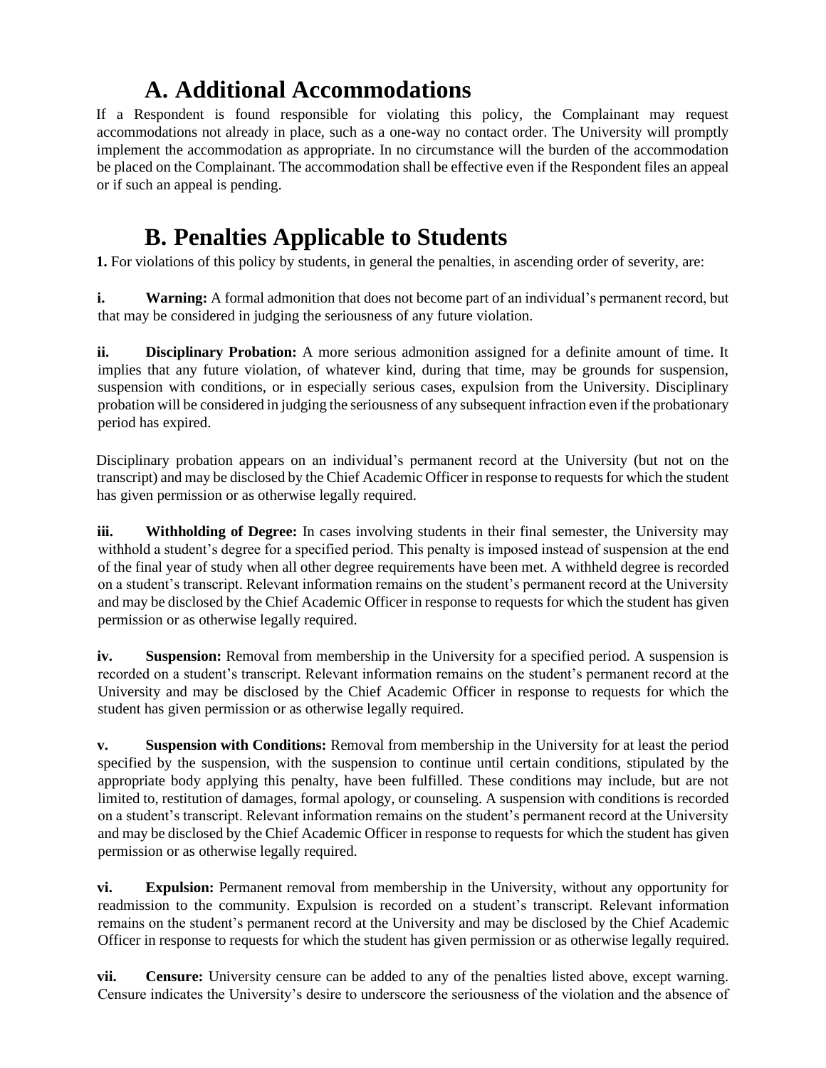## A. Additional Accommodations

If a Respondent is found responsible for violating this policy, the Complainant may request accommodations not already in place, such as a one-way no contact order. The University will promptly implement the accommodation as appropriate. In no circumstance will the burden of the accommodation be placed on the Complainant. The accommodation shall be effective even if the Respondent files an appeal or if such an appeal is pending.

## B. Penalties Applicable to Students

**1.** For violations of this policy by students, in general the penalties, in ascending order of severity, are:

**i. Warning:** A formal admonition that does not become part of an individual's permanent record, but that may be considered in judging the seriousness of any future violation.

**ii. Disciplinary Probation:** A more serious admonition assigned for a definite amount of time. It implies that any future violation, of whatever kind, during that time, may be grounds for suspension, suspension with conditions, or in especially serious cases, expulsion from the University. Disciplinary probation will be considered in judging the seriousness of any subsequent infraction even if the probationary period has expired.

Disciplinary probation appears on an individual's permanent record at the University (but not on the transcript) and may be disclosed by the Chief Academic Officer in response to requests for which the student has given permission or as otherwise legally required.

**iii. Withholding of Degree:** In cases involving students in their final semester, the University may withhold a student's degree for a specified period. This penalty is imposed instead of suspension at the end of the final year of study when all other degree requirements have been met. A withheld degree is recorded on a student's transcript. Relevant information remains on the student's permanent record at the University and may be disclosed by the Chief Academic Officer in response to requests for which the student has given permission or as otherwise legally required.

**iv. Suspension:** Removal from membership in the University for a specified period. A suspension is recorded on a student's transcript. Relevant information remains on the student's permanent record at the University and may be disclosed by the Chief Academic Officer in response to requests for which the student has given permission or as otherwise legally required.

**v. Suspension with Conditions:** Removal from membership in the University for at least the period specified by the suspension, with the suspension to continue until certain conditions, stipulated by the appropriate body applying this penalty, have been fulfilled. These conditions may include, but are not limited to, restitution of damages, formal apology, or counseling. A suspension with conditions is recorded on a student's transcript. Relevant information remains on the student's permanent record at the University and may be disclosed by the Chief Academic Officer in response to requests for which the student has given permission or as otherwise legally required.

**vi. Expulsion:** Permanent removal from membership in the University, without any opportunity for readmission to the community. Expulsion is recorded on a student's transcript. Relevant information remains on the student's permanent record at the University and may be disclosed by the Chief Academic Officer in response to requests for which the student has given permission or as otherwise legally required.

**vii. Censure:** University censure can be added to any of the penalties listed above, except warning. Censure indicates the University's desire to underscore the seriousness of the violation and the absence of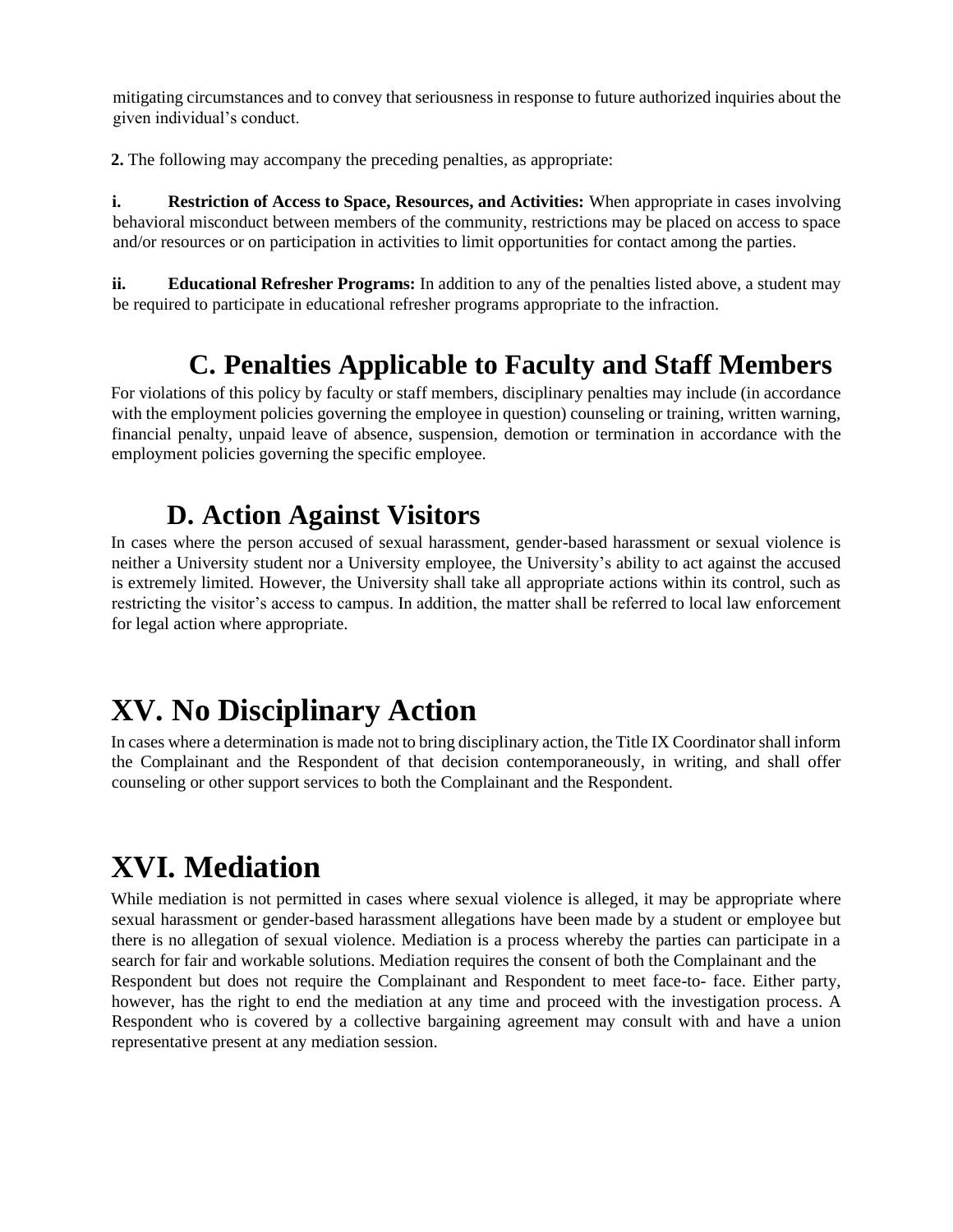mitigating circumstances and to convey that seriousness in response to future authorized inquiries about the given individual's conduct.

**2.** The following may accompany the preceding penalties, as appropriate:

**i. Restriction of Access to Space, Resources, and Activities:** When appropriate in cases involving behavioral misconduct between members of the community, restrictions may be placed on access to space and/or resources or on participation in activities to limit opportunities for contact among the parties.

**ii. Educational Refresher Programs:** In addition to any of the penalties listed above, a student may be required to participate in educational refresher programs appropriate to the infraction.

## C. Penalties Applicable to Faculty and Staff Members

For violations of this policy by faculty or staff members, disciplinary penalties may include (in accordance with the employment policies governing the employee in question) counseling or training, written warning, financial penalty, unpaid leave of absence, suspension, demotion or termination in accordance with the employment policies governing the specific employee.

## D. Action Against Visitors

In cases where the person accused of sexual harassment, gender-based harassment or sexual violence is neither a University student nor a University employee, the University's ability to act against the accused is extremely limited. However, the University shall take all appropriate actions within its control, such as restricting the visitor's access to campus. In addition, the matter shall be referred to local law enforcement for legal action where appropriate.

# XV. No Disciplinary Action

In cases where a determination is made not to bring disciplinary action, the Title IX Coordinator shall inform the Complainant and the Respondent of that decision contemporaneously, in writing, and shall offer counseling or other support services to both the Complainant and the Respondent.

# XVI. Mediation

While mediation is not permitted in cases where sexual violence is alleged, it may be appropriate where sexual harassment or gender-based harassment allegations have been made by a student or employee but there is no allegation of sexual violence. Mediation is a process whereby the parties can participate in a search for fair and workable solutions. Mediation requires the consent of both the Complainant and the Respondent but does not require the Complainant and Respondent to meet face-to- face. Either party, however, has the right to end the mediation at any time and proceed with the investigation process. A Respondent who is covered by a collective bargaining agreement may consult with and have a union representative present at any mediation session.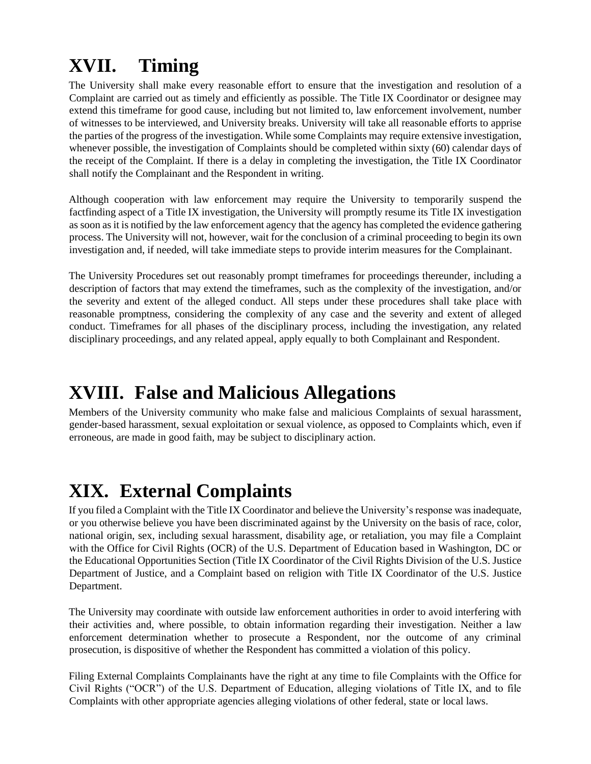# XVII. Timing

The University shall make every reasonable effort to ensure that the investigation and resolution of a Complaint are carried out as timely and efficiently as possible. The Title IX Coordinator or designee may extend this timeframe for good cause, including but not limited to, law enforcement involvement, number of witnesses to be interviewed, and University breaks. University will take all reasonable efforts to apprise the parties of the progress of the investigation. While some Complaints may require extensive investigation, whenever possible, the investigation of Complaints should be completed within sixty (60) calendar days of the receipt of the Complaint. If there is a delay in completing the investigation, the Title IX Coordinator shall notify the Complainant and the Respondent in writing.

Although cooperation with law enforcement may require the University to temporarily suspend the factfinding aspect of a Title IX investigation, the University will promptly resume its Title IX investigation as soon as it is notified by the law enforcement agency that the agency has completed the evidence gathering process. The University will not, however, wait for the conclusion of a criminal proceeding to begin its own investigation and, if needed, will take immediate steps to provide interim measures for the Complainant.

The University Procedures set out reasonably prompt timeframes for proceedings thereunder, including a description of factors that may extend the timeframes, such as the complexity of the investigation, and/or the severity and extent of the alleged conduct. All steps under these procedures shall take place with reasonable promptness, considering the complexity of any case and the severity and extent of alleged conduct. Timeframes for all phases of the disciplinary process, including the investigation, any related disciplinary proceedings, and any related appeal, apply equally to both Complainant and Respondent.

# XVIII. False and Malicious Allegations

Members of the University community who make false and malicious Complaints of sexual harassment, gender-based harassment, sexual exploitation or sexual violence, as opposed to Complaints which, even if erroneous, are made in good faith, may be subject to disciplinary action.

# XIX. External Complaints

If you filed a Complaint with the Title IX Coordinator and believe the University's response was inadequate, or you otherwise believe you have been discriminated against by the University on the basis of race, color, national origin, sex, including sexual harassment, disability age, or retaliation, you may file a Complaint with the Office for Civil Rights (OCR) of the U.S. Department of Education based in Washington, DC or the Educational Opportunities Section (Title IX Coordinator of the Civil Rights Division of the U.S. Justice Department of Justice, and a Complaint based on religion with Title IX Coordinator of the U.S. Justice Department.

The University may coordinate with outside law enforcement authorities in order to avoid interfering with their activities and, where possible, to obtain information regarding their investigation. Neither a law enforcement determination whether to prosecute a Respondent, nor the outcome of any criminal prosecution, is dispositive of whether the Respondent has committed a violation of this policy.

Filing External Complaints Complainants have the right at any time to file Complaints with the Office for Civil Rights ("OCR") of the U.S. Department of Education, alleging violations of Title IX, and to file Complaints with other appropriate agencies alleging violations of other federal, state or local laws.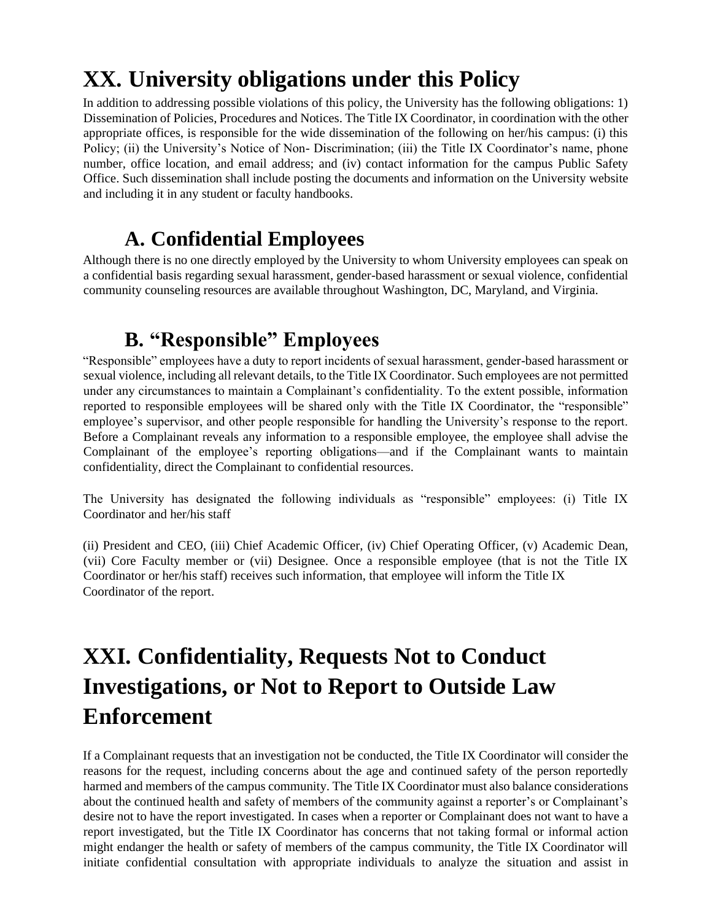# XX. University obligations under this Policy

In addition to addressing possible violations of this policy, the University has the following obligations: 1) Dissemination of Policies, Procedures and Notices. The Title IX Coordinator, in coordination with the other appropriate offices, is responsible for the wide dissemination of the following on her/his campus: (i) this Policy; (ii) the University's Notice of Non- Discrimination; (iii) the Title IX Coordinator's name, phone number, office location, and email address; and (iv) contact information for the campus Public Safety Office. Such dissemination shall include posting the documents and information on the University website and including it in any student or faculty handbooks.

## A. Confidential Employees

Although there is no one directly employed by the University to whom University employees can speak on a confidential basis regarding sexual harassment, gender-based harassment or sexual violence, confidential community counseling resources are available throughout Washington, DC, Maryland, and Virginia.

## B. "Responsible" Employees

"Responsible" employees have a duty to report incidents of sexual harassment, gender-based harassment or sexual violence, including all relevant details, to the Title IX Coordinator. Such employees are not permitted under any circumstances to maintain a Complainant's confidentiality. To the extent possible, information reported to responsible employees will be shared only with the Title IX Coordinator, the "responsible" employee's supervisor, and other people responsible for handling the University's response to the report. Before a Complainant reveals any information to a responsible employee, the employee shall advise the Complainant of the employee's reporting obligations—and if the Complainant wants to maintain confidentiality, direct the Complainant to confidential resources.

The University has designated the following individuals as "responsible" employees: (i) Title IX Coordinator and her/his staff

(ii) President and CEO, (iii) Chief Academic Officer, (iv) Chief Operating Officer, (v) Academic Dean, (vii) Core Faculty member or (vii) Designee. Once a responsible employee (that is not the Title IX Coordinator or her/his staff) receives such information, that employee will inform the Title IX Coordinator of the report.

# XXI. Confidentiality, Requests Not to Conduct Investigations, or Not to Report to Outside Law Enforcement

If a Complainant requests that an investigation not be conducted, the Title IX Coordinator will consider the reasons for the request, including concerns about the age and continued safety of the person reportedly harmed and members of the campus community. The Title IX Coordinator must also balance considerations about the continued health and safety of members of the community against a reporter's or Complainant's desire not to have the report investigated. In cases when a reporter or Complainant does not want to have a report investigated, but the Title IX Coordinator has concerns that not taking formal or informal action might endanger the health or safety of members of the campus community, the Title IX Coordinator will initiate confidential consultation with appropriate individuals to analyze the situation and assist in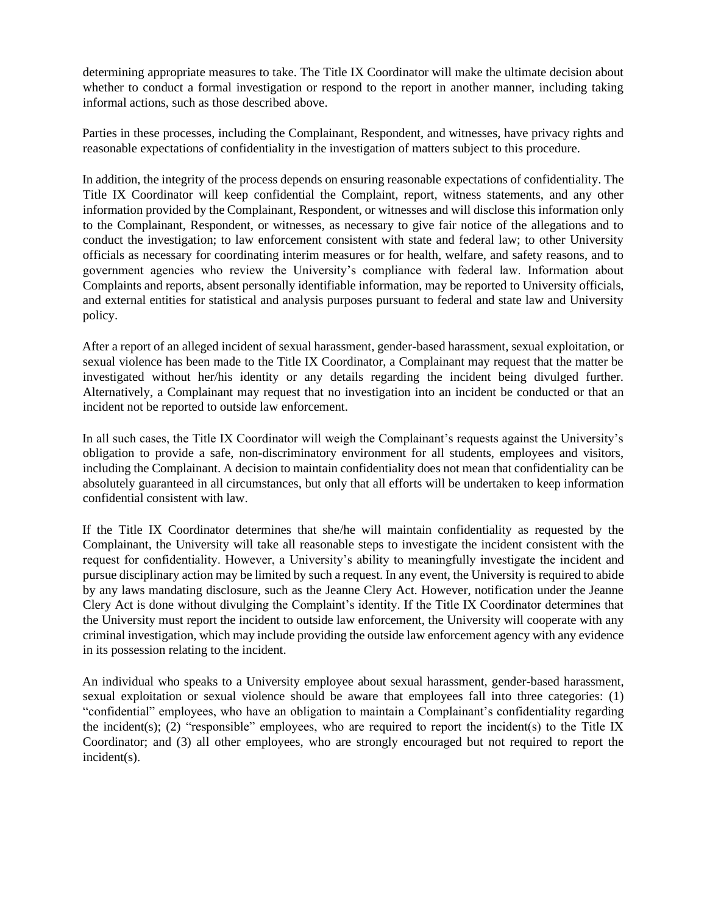determining appropriate measures to take. The Title IX Coordinator will make the ultimate decision about whether to conduct a formal investigation or respond to the report in another manner, including taking informal actions, such as those described above.

Parties in these processes, including the Complainant, Respondent, and witnesses, have privacy rights and reasonable expectations of confidentiality in the investigation of matters subject to this procedure.

In addition, the integrity of the process depends on ensuring reasonable expectations of confidentiality. The Title IX Coordinator will keep confidential the Complaint, report, witness statements, and any other information provided by the Complainant, Respondent, or witnesses and will disclose this information only to the Complainant, Respondent, or witnesses, as necessary to give fair notice of the allegations and to conduct the investigation; to law enforcement consistent with state and federal law; to other University officials as necessary for coordinating interim measures or for health, welfare, and safety reasons, and to government agencies who review the University's compliance with federal law. Information about Complaints and reports, absent personally identifiable information, may be reported to University officials, and external entities for statistical and analysis purposes pursuant to federal and state law and University policy.

After a report of an alleged incident of sexual harassment, gender-based harassment, sexual exploitation, or sexual violence has been made to the Title IX Coordinator, a Complainant may request that the matter be investigated without her/his identity or any details regarding the incident being divulged further. Alternatively, a Complainant may request that no investigation into an incident be conducted or that an incident not be reported to outside law enforcement.

In all such cases, the Title IX Coordinator will weigh the Complainant's requests against the University's obligation to provide a safe, non-discriminatory environment for all students, employees and visitors, including the Complainant. A decision to maintain confidentiality does not mean that confidentiality can be absolutely guaranteed in all circumstances, but only that all efforts will be undertaken to keep information confidential consistent with law.

If the Title IX Coordinator determines that she/he will maintain confidentiality as requested by the Complainant, the University will take all reasonable steps to investigate the incident consistent with the request for confidentiality. However, a University's ability to meaningfully investigate the incident and pursue disciplinary action may be limited by such a request. In any event, the University is required to abide by any laws mandating disclosure, such as the Jeanne Clery Act. However, notification under the Jeanne Clery Act is done without divulging the Complaint's identity. If the Title IX Coordinator determines that the University must report the incident to outside law enforcement, the University will cooperate with any criminal investigation, which may include providing the outside law enforcement agency with any evidence in its possession relating to the incident.

An individual who speaks to a University employee about sexual harassment, gender-based harassment, sexual exploitation or sexual violence should be aware that employees fall into three categories: (1) "confidential" employees, who have an obligation to maintain a Complainant's confidentiality regarding the incident(s); (2) "responsible" employees, who are required to report the incident(s) to the Title IX Coordinator; and (3) all other employees, who are strongly encouraged but not required to report the incident(s).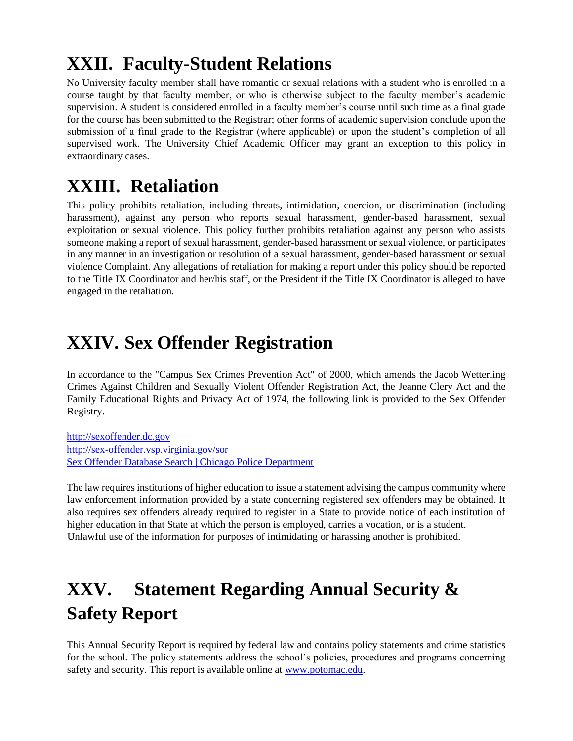# XXII. Faculty-Student Relations

No University faculty member shall have romantic or sexual relations with a student who is enrolled in a course taught by that faculty member, or who is otherwise subject to the faculty member's academic supervision. A student is considered enrolled in a faculty member's course until such time as a final grade for the course has been submitted to the Registrar; other forms of academic supervision conclude upon the submission of a final grade to the Registrar (where applicable) or upon the student's completion of all supervised work. The University Chief Academic Officer may grant an exception to this policy in extraordinary cases.

# XXIII. Retaliation

This policy prohibits retaliation, including threats, intimidation, coercion, or discrimination (including harassment), against any person who reports sexual harassment, gender-based harassment, sexual exploitation or sexual violence. This policy further prohibits retaliation against any person who assists someone making a report of sexual harassment, gender-based harassment or sexual violence, or participates in any manner in an investigation or resolution of a sexual harassment, gender-based harassment or sexual violence Complaint. Any allegations of retaliation for making a report under this policy should be reported to the Title IX Coordinator and her/his staff, or the President if the Title IX Coordinator is alleged to have engaged in the retaliation.

# XXIV. Sex Offender Registration

In accordance to the "Campus Sex Crimes Prevention Act" of 2000, which amends the Jacob Wetterling Crimes Against Children and Sexually Violent Offender Registration Act, the Jeanne Clery Act and the Family Educational Rights and Privacy Act of 1974, the following link is provided to the Sex Offender Registry.

http://sexoffender.dc.gov
http://sex-offender.vsp.virginia.gov/sor
Sex Offender Database Search | Chicago Police Department

The law requires institutions of higher education to issue a statement advising the campus community where law enforcement information provided by a state concerning registered sex offenders may be obtained. It also requires sex offenders already required to register in a State to provide notice of each institution of higher education in that State at which the person is employed, carries a vocation, or is a student. Unlawful use of the information for purposes of intimidating or harassing another is prohibited.

# XXV. Statement Regarding Annual Security & Safety Report

This Annual Security Report is required by federal law and contains policy statements and crime statistics for the school. The policy statements address the school's policies, procedures and programs concerning safety and security. This report is available online at www.potomac.edu.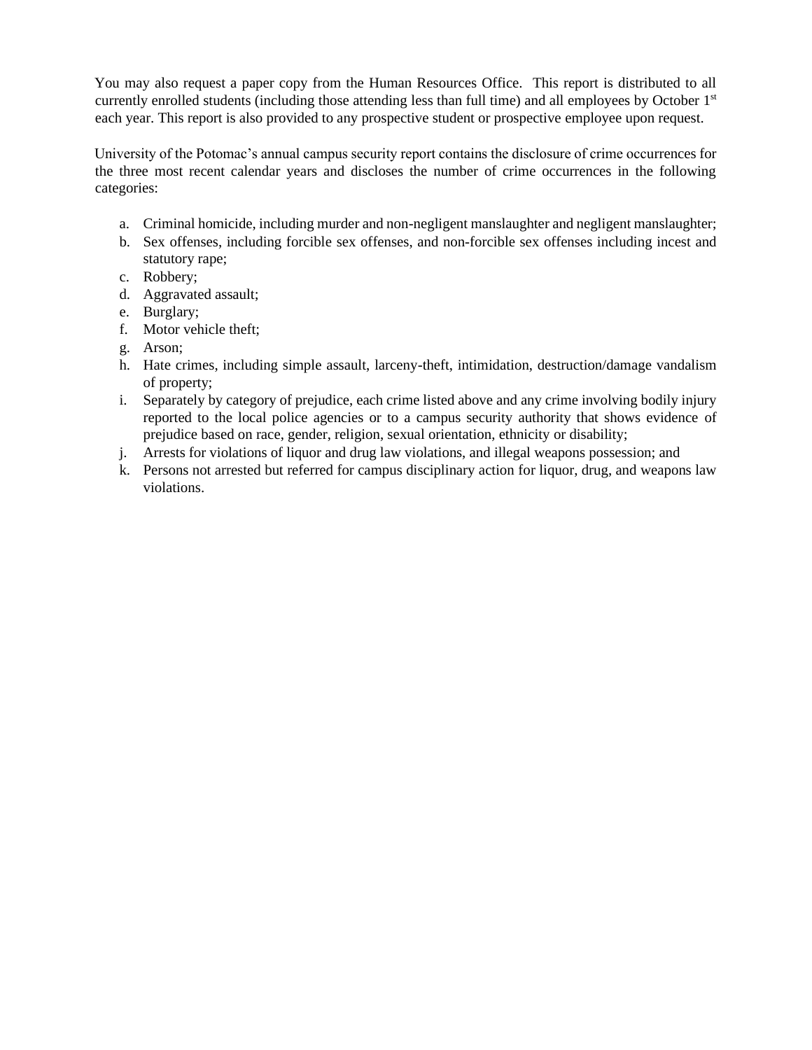You may also request a paper copy from the Human Resources Office. This report is distributed to all currently enrolled students (including those attending less than full time) and all employees by October 1st each year. This report is also provided to any prospective student or prospective employee upon request.

University of the Potomac's annual campus security report contains the disclosure of crime occurrences for the three most recent calendar years and discloses the number of crime occurrences in the following categories:

a. Criminal homicide, including murder and non-negligent manslaughter and negligent manslaughter;
b. Sex offenses, including forcible sex offenses, and non-forcible sex offenses including incest and statutory rape;
c. Robbery;
d. Aggravated assault;
e. Burglary;
f. Motor vehicle theft;
g. Arson;
h. Hate crimes, including simple assault, larceny-theft, intimidation, destruction/damage vandalism of property;
i. Separately by category of prejudice, each crime listed above and any crime involving bodily injury reported to the local police agencies or to a campus security authority that shows evidence of prejudice based on race, gender, religion, sexual orientation, ethnicity or disability;
j. Arrests for violations of liquor and drug law violations, and illegal weapons possession; and
k. Persons not arrested but referred for campus disciplinary action for liquor, drug, and weapons law violations.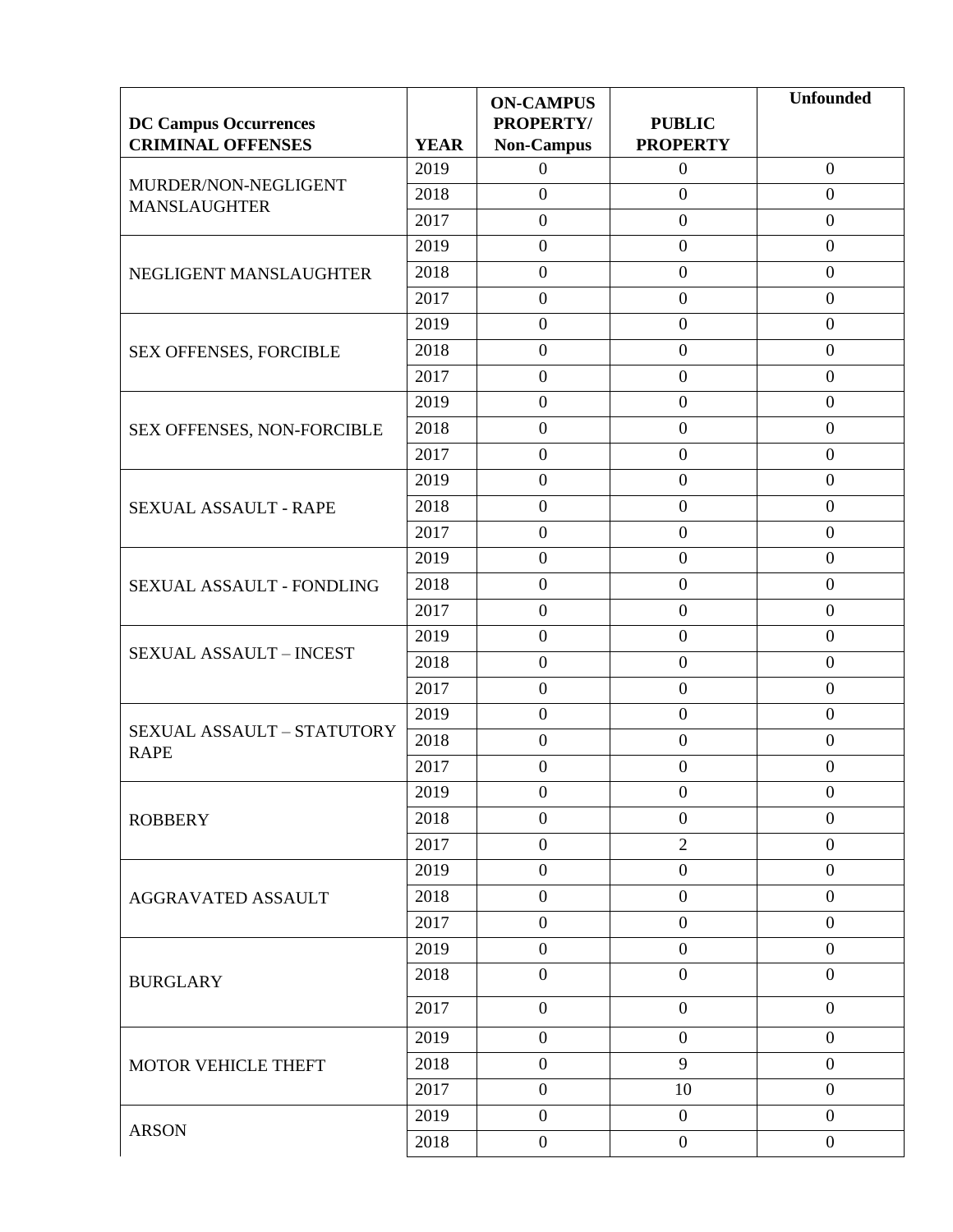| DC Campus Occurrences CRIMINAL OFFENSES | YEAR | ON-CAMPUS PROPERTY/ Non-Campus | PUBLIC PROPERTY | Unfounded |
|---|---|---|---|---|
| MURDER/NON-NEGLIGENT MANSLAUGHTER | 2019 | 0 | 0 | 0 |
| | 2018 | 0 | 0 | 0 |
| | 2017 | 0 | 0 | 0 |
| NEGLIGENT MANSLAUGHTER | 2019 | 0 | 0 | 0 |
| | 2018 | 0 | 0 | 0 |
| | 2017 | 0 | 0 | 0 |
| SEX OFFENSES, FORCIBLE | 2019 | 0 | 0 | 0 |
| | 2018 | 0 | 0 | 0 |
| | 2017 | 0 | 0 | 0 |
| SEX OFFENSES, NON-FORCIBLE | 2019 | 0 | 0 | 0 |
| | 2018 | 0 | 0 | 0 |
| | 2017 | 0 | 0 | 0 |
| SEXUAL ASSAULT - RAPE | 2019 | 0 | 0 | 0 |
| | 2018 | 0 | 0 | 0 |
| | 2017 | 0 | 0 | 0 |
| SEXUAL ASSAULT - FONDLING | 2019 | 0 | 0 | 0 |
| | 2018 | 0 | 0 | 0 |
| | 2017 | 0 | 0 | 0 |
| SEXUAL ASSAULT – INCEST | 2019 | 0 | 0 | 0 |
| | 2018 | 0 | 0 | 0 |
| | 2017 | 0 | 0 | 0 |
| SEXUAL ASSAULT – STATUTORY RAPE | 2019 | 0 | 0 | 0 |
| | 2018 | 0 | 0 | 0 |
| | 2017 | 0 | 0 | 0 |
| ROBBERY | 2019 | 0 | 0 | 0 |
| | 2018 | 0 | 0 | 0 |
| | 2017 | 0 | 2 | 0 |
| AGGRAVATED ASSAULT | 2019 | 0 | 0 | 0 |
| | 2018 | 0 | 0 | 0 |
| | 2017 | 0 | 0 | 0 |
| BURGLARY | 2019 | 0 | 0 | 0 |
| | 2018 | 0 | 0 | 0 |
| | 2017 | 0 | 0 | 0 |
| MOTOR VEHICLE THEFT | 2019 | 0 | 0 | 0 |
| | 2018 | 0 | 9 | 0 |
| | 2017 | 0 | 10 | 0 |
| ARSON | 2019 | 0 | 0 | 0 |
| | 2018 | 0 | 0 | 0 |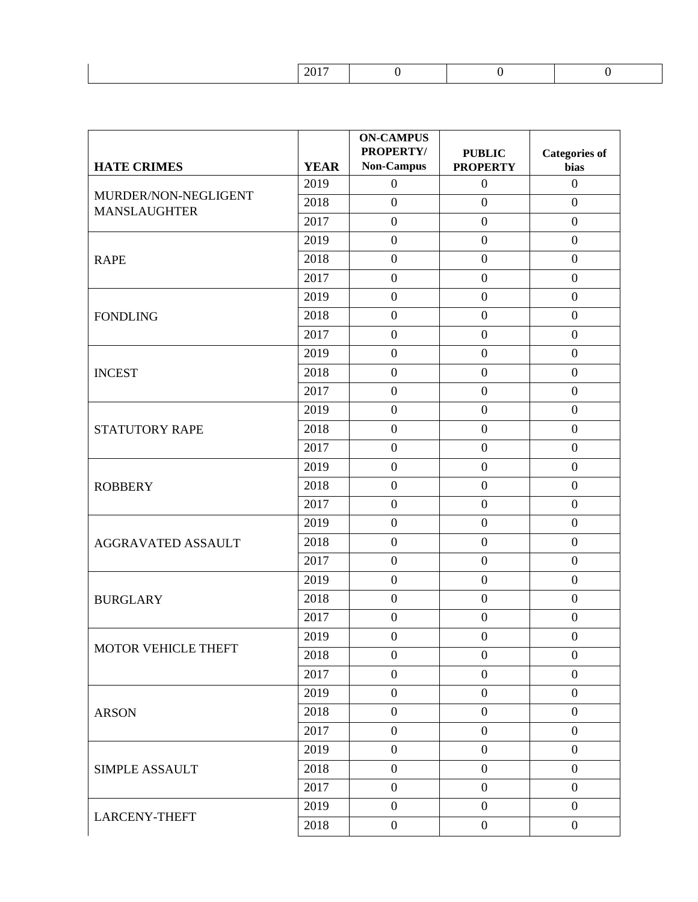| | 2017 | 0 | 0 | 0 |
|---|---|---|---|---|

| HATE CRIMES | YEAR | ON-CAMPUS PROPERTY/ Non-Campus | PUBLIC PROPERTY | Categories of bias |
|---|---|---|---|---|
| MURDER/NON-NEGLIGENT MANSLAUGHTER | 2019 | 0 | 0 | 0 |
| | 2018 | 0 | 0 | 0 |
| | 2017 | 0 | 0 | 0 |
| RAPE | 2019 | 0 | 0 | 0 |
| | 2018 | 0 | 0 | 0 |
| | 2017 | 0 | 0 | 0 |
| FONDLING | 2019 | 0 | 0 | 0 |
| | 2018 | 0 | 0 | 0 |
| | 2017 | 0 | 0 | 0 |
| INCEST | 2019 | 0 | 0 | 0 |
| | 2018 | 0 | 0 | 0 |
| | 2017 | 0 | 0 | 0 |
| STATUTORY RAPE | 2019 | 0 | 0 | 0 |
| | 2018 | 0 | 0 | 0 |
| | 2017 | 0 | 0 | 0 |
| ROBBERY | 2019 | 0 | 0 | 0 |
| | 2018 | 0 | 0 | 0 |
| | 2017 | 0 | 0 | 0 |
| AGGRAVATED ASSAULT | 2019 | 0 | 0 | 0 |
| | 2018 | 0 | 0 | 0 |
| | 2017 | 0 | 0 | 0 |
| BURGLARY | 2019 | 0 | 0 | 0 |
| | 2018 | 0 | 0 | 0 |
| | 2017 | 0 | 0 | 0 |
| MOTOR VEHICLE THEFT | 2019 | 0 | 0 | 0 |
| | 2018 | 0 | 0 | 0 |
| | 2017 | 0 | 0 | 0 |
| ARSON | 2019 | 0 | 0 | 0 |
| | 2018 | 0 | 0 | 0 |
| | 2017 | 0 | 0 | 0 |
| SIMPLE ASSAULT | 2019 | 0 | 0 | 0 |
| | 2018 | 0 | 0 | 0 |
| | 2017 | 0 | 0 | 0 |
| LARCENY-THEFT | 2019 | 0 | 0 | 0 |
| | 2018 | 0 | 0 | 0 |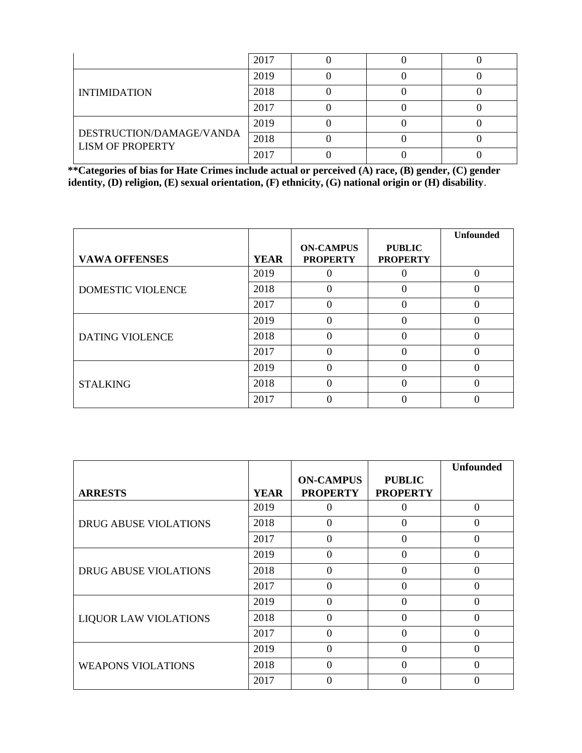| | 2017 | 0 | 0 | 0 |
|---|---|---|---|---|
| INTIMIDATION | 2019 | 0 | 0 | 0 |
| | 2018 | 0 | 0 | 0 |
| | 2017 | 0 | 0 | 0 |
| DESTRUCTION/DAMAGE/VANDALISM OF PROPERTY | 2019 | 0 | 0 | 0 |
| | 2018 | 0 | 0 | 0 |
| | 2017 | 0 | 0 | 0 |

**\*\*Categories of bias for Hate Crimes include actual or perceived (A) race, (B) gender, (C) gender identity, (D) religion, (E) sexual orientation, (F) ethnicity, (G) national origin or (H) disability**.

| VAWA OFFENSES | YEAR | ON-CAMPUS PROPERTY | PUBLIC PROPERTY | Unfounded |
|---|---|---|---|---|
| DOMESTIC VIOLENCE | 2019 | 0 | 0 | 0 |
| | 2018 | 0 | 0 | 0 |
| | 2017 | 0 | 0 | 0 |
| DATING VIOLENCE | 2019 | 0 | 0 | 0 |
| | 2018 | 0 | 0 | 0 |
| | 2017 | 0 | 0 | 0 |
| STALKING | 2019 | 0 | 0 | 0 |
| | 2018 | 0 | 0 | 0 |
| | 2017 | 0 | 0 | 0 |

| ARRESTS | YEAR | ON-CAMPUS PROPERTY | PUBLIC PROPERTY | Unfounded |
|---|---|---|---|---|
| DRUG ABUSE VIOLATIONS | 2019 | 0 | 0 | 0 |
| | 2018 | 0 | 0 | 0 |
| | 2017 | 0 | 0 | 0 |
| DRUG ABUSE VIOLATIONS | 2019 | 0 | 0 | 0 |
| | 2018 | 0 | 0 | 0 |
| | 2017 | 0 | 0 | 0 |
| LIQUOR LAW VIOLATIONS | 2019 | 0 | 0 | 0 |
| | 2018 | 0 | 0 | 0 |
| | 2017 | 0 | 0 | 0 |
| WEAPONS VIOLATIONS | 2019 | 0 | 0 | 0 |
| | 2018 | 0 | 0 | 0 |
| | 2017 | 0 | 0 | 0 |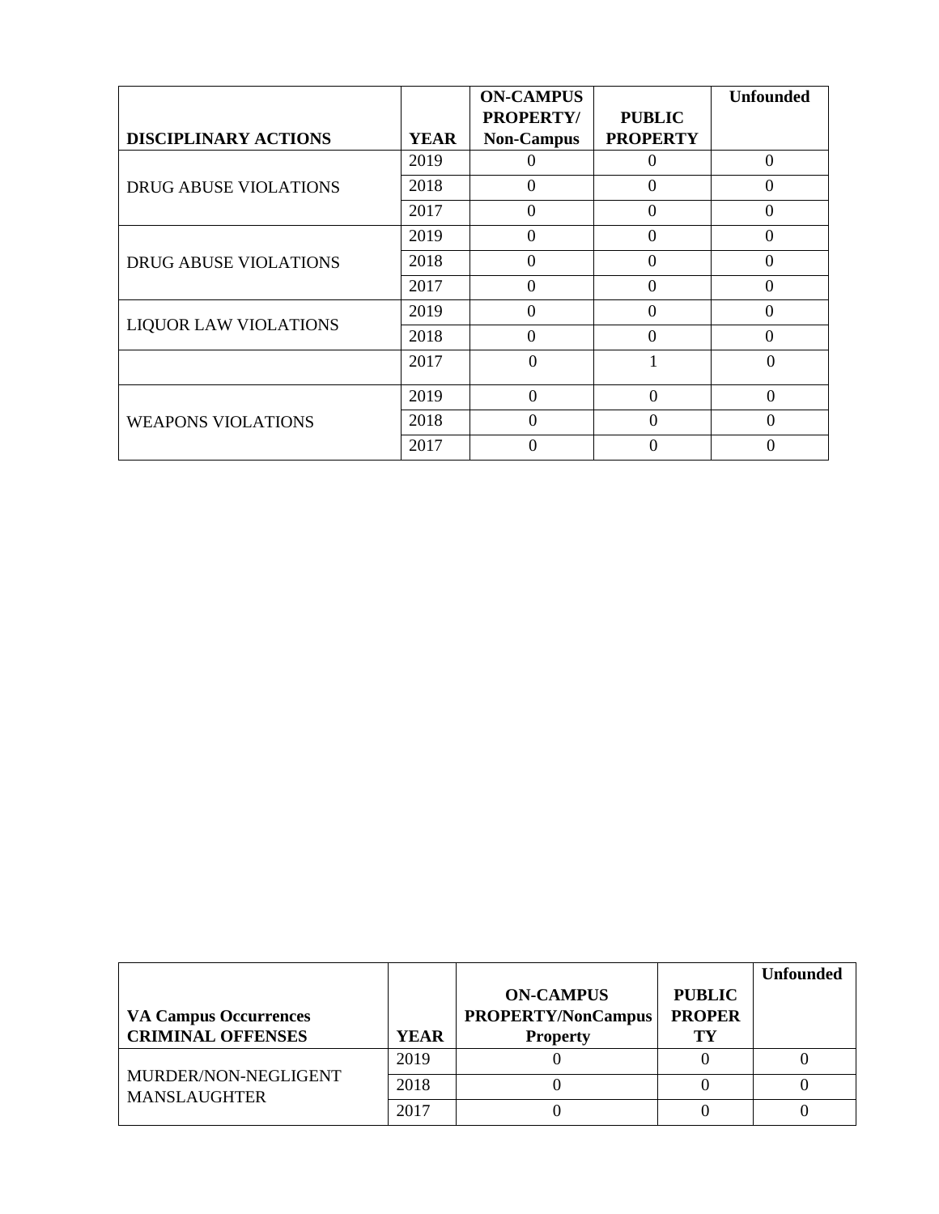| DISCIPLINARY ACTIONS | YEAR | ON-CAMPUS PROPERTY/ Non-Campus | PUBLIC PROPERTY | Unfounded |
|---|---|---|---|---|
| DRUG ABUSE VIOLATIONS | 2019 | 0 | 0 | 0 |
| | 2018 | 0 | 0 | 0 |
| | 2017 | 0 | 0 | 0 |
| DRUG ABUSE VIOLATIONS | 2019 | 0 | 0 | 0 |
| | 2018 | 0 | 0 | 0 |
| | 2017 | 0 | 0 | 0 |
| LIQUOR LAW VIOLATIONS | 2019 | 0 | 0 | 0 |
| | 2018 | 0 | 0 | 0 |
| | 2017 | 0 | 1 | 0 |
| WEAPONS VIOLATIONS | 2019 | 0 | 0 | 0 |
| | 2018 | 0 | 0 | 0 |
| | 2017 | 0 | 0 | 0 |

| VA Campus Occurrences CRIMINAL OFFENSES | YEAR | ON-CAMPUS PROPERTY/NonCampus Property | PUBLIC PROPERTY | Unfounded |
|---|---|---|---|---|
| MURDER/NON-NEGLIGENT MANSLAUGHTER | 2019 | 0 | 0 | 0 |
| | 2018 | 0 | 0 | 0 |
| | 2017 | 0 | 0 | 0 |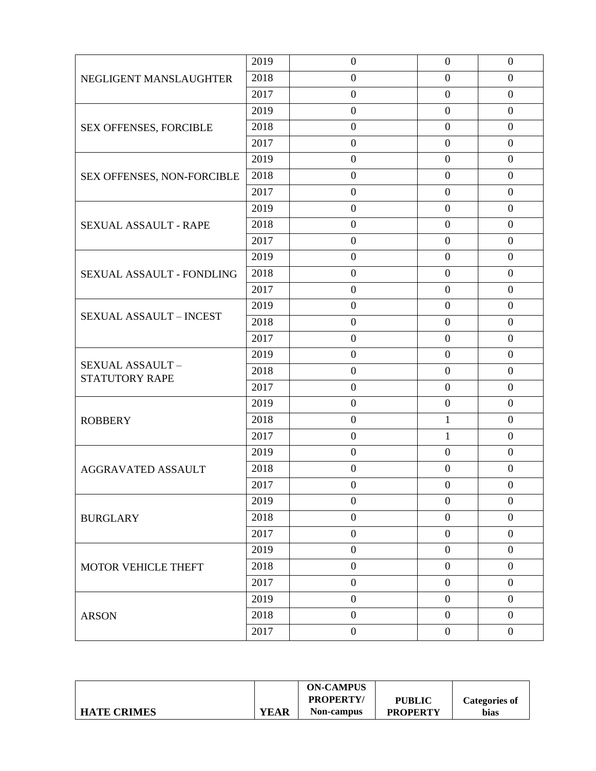| | | | | |
|---|---|---|---|---|
| NEGLIGENT MANSLAUGHTER | 2019 | 0 | 0 | 0 |
| | 2018 | 0 | 0 | 0 |
| | 2017 | 0 | 0 | 0 |
| SEX OFFENSES, FORCIBLE | 2019 | 0 | 0 | 0 |
| | 2018 | 0 | 0 | 0 |
| | 2017 | 0 | 0 | 0 |
| SEX OFFENSES, NON-FORCIBLE | 2019 | 0 | 0 | 0 |
| | 2018 | 0 | 0 | 0 |
| | 2017 | 0 | 0 | 0 |
| SEXUAL ASSAULT - RAPE | 2019 | 0 | 0 | 0 |
| | 2018 | 0 | 0 | 0 |
| | 2017 | 0 | 0 | 0 |
| SEXUAL ASSAULT - FONDLING | 2019 | 0 | 0 | 0 |
| | 2018 | 0 | 0 | 0 |
| | 2017 | 0 | 0 | 0 |
| SEXUAL ASSAULT – INCEST | 2019 | 0 | 0 | 0 |
| | 2018 | 0 | 0 | 0 |
| | 2017 | 0 | 0 | 0 |
| SEXUAL ASSAULT – STATUTORY RAPE | 2019 | 0 | 0 | 0 |
| | 2018 | 0 | 0 | 0 |
| | 2017 | 0 | 0 | 0 |
| ROBBERY | 2019 | 0 | 0 | 0 |
| | 2018 | 0 | 1 | 0 |
| | 2017 | 0 | 1 | 0 |
| AGGRAVATED ASSAULT | 2019 | 0 | 0 | 0 |
| | 2018 | 0 | 0 | 0 |
| | 2017 | 0 | 0 | 0 |
| BURGLARY | 2019 | 0 | 0 | 0 |
| | 2018 | 0 | 0 | 0 |
| | 2017 | 0 | 0 | 0 |
| MOTOR VEHICLE THEFT | 2019 | 0 | 0 | 0 |
| | 2018 | 0 | 0 | 0 |
| | 2017 | 0 | 0 | 0 |
| ARSON | 2019 | 0 | 0 | 0 |
| | 2018 | 0 | 0 | 0 |
| | 2017 | 0 | 0 | 0 |

| **HATE CRIMES** | **YEAR** | **ON-CAMPUS PROPERTY/ Non-campus** | **PUBLIC PROPERTY** | **Categories of bias** |
|---|---|---|---|---|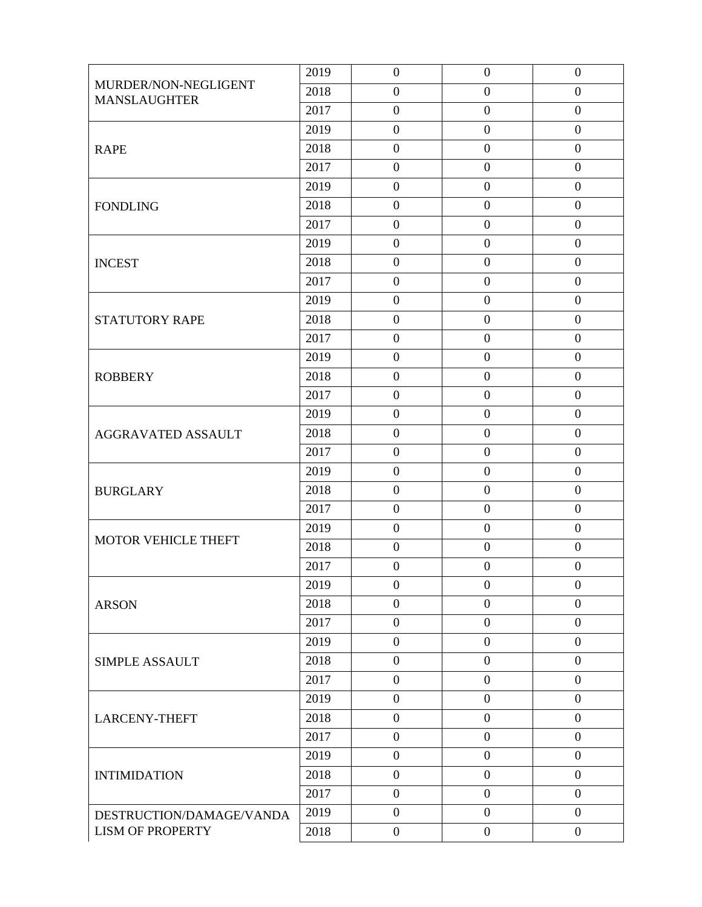| | | | | |
|---|---|---|---|---|
| MURDER/NON-NEGLIGENT MANSLAUGHTER | 2019 | 0 | 0 | 0 |
| | 2018 | 0 | 0 | 0 |
| | 2017 | 0 | 0 | 0 |
| RAPE | 2019 | 0 | 0 | 0 |
| | 2018 | 0 | 0 | 0 |
| | 2017 | 0 | 0 | 0 |
| FONDLING | 2019 | 0 | 0 | 0 |
| | 2018 | 0 | 0 | 0 |
| | 2017 | 0 | 0 | 0 |
| INCEST | 2019 | 0 | 0 | 0 |
| | 2018 | 0 | 0 | 0 |
| | 2017 | 0 | 0 | 0 |
| STATUTORY RAPE | 2019 | 0 | 0 | 0 |
| | 2018 | 0 | 0 | 0 |
| | 2017 | 0 | 0 | 0 |
| ROBBERY | 2019 | 0 | 0 | 0 |
| | 2018 | 0 | 0 | 0 |
| | 2017 | 0 | 0 | 0 |
| AGGRAVATED ASSAULT | 2019 | 0 | 0 | 0 |
| | 2018 | 0 | 0 | 0 |
| | 2017 | 0 | 0 | 0 |
| BURGLARY | 2019 | 0 | 0 | 0 |
| | 2018 | 0 | 0 | 0 |
| | 2017 | 0 | 0 | 0 |
| MOTOR VEHICLE THEFT | 2019 | 0 | 0 | 0 |
| | 2018 | 0 | 0 | 0 |
| | 2017 | 0 | 0 | 0 |
| ARSON | 2019 | 0 | 0 | 0 |
| | 2018 | 0 | 0 | 0 |
| | 2017 | 0 | 0 | 0 |
| SIMPLE ASSAULT | 2019 | 0 | 0 | 0 |
| | 2018 | 0 | 0 | 0 |
| | 2017 | 0 | 0 | 0 |
| LARCENY-THEFT | 2019 | 0 | 0 | 0 |
| | 2018 | 0 | 0 | 0 |
| | 2017 | 0 | 0 | 0 |
| INTIMIDATION | 2019 | 0 | 0 | 0 |
| | 2018 | 0 | 0 | 0 |
| | 2017 | 0 | 0 | 0 |
| DESTRUCTION/DAMAGE/VANDALISM OF PROPERTY | 2019 | 0 | 0 | 0 |
| | 2018 | 0 | 0 | 0 |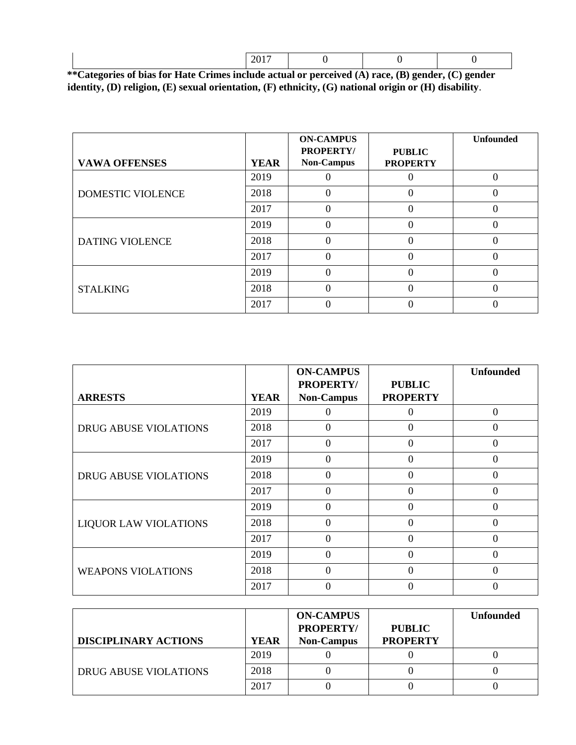| | 2017 | 0 | 0 | 0 |
|---|---|---|---|---|

**Categories of bias for Hate Crimes include actual or perceived (A) race, (B) gender, (C) gender identity, (D) religion, (E) sexual orientation, (F) ethnicity, (G) national origin or (H) disability.**

| VAWA OFFENSES | YEAR | ON-CAMPUS PROPERTY/ Non-Campus | PUBLIC PROPERTY | Unfounded |
|---|---|---|---|---|
| DOMESTIC VIOLENCE | 2019 | 0 | 0 | 0 |
| | 2018 | 0 | 0 | 0 |
| | 2017 | 0 | 0 | 0 |
| DATING VIOLENCE | 2019 | 0 | 0 | 0 |
| | 2018 | 0 | 0 | 0 |
| | 2017 | 0 | 0 | 0 |
| STALKING | 2019 | 0 | 0 | 0 |
| | 2018 | 0 | 0 | 0 |
| | 2017 | 0 | 0 | 0 |

| ARRESTS | YEAR | ON-CAMPUS PROPERTY/ Non-Campus | PUBLIC PROPERTY | Unfounded |
|---|---|---|---|---|
| DRUG ABUSE VIOLATIONS | 2019 | 0 | 0 | 0 |
| | 2018 | 0 | 0 | 0 |
| | 2017 | 0 | 0 | 0 |
| DRUG ABUSE VIOLATIONS | 2019 | 0 | 0 | 0 |
| | 2018 | 0 | 0 | 0 |
| | 2017 | 0 | 0 | 0 |
| LIQUOR LAW VIOLATIONS | 2019 | 0 | 0 | 0 |
| | 2018 | 0 | 0 | 0 |
| | 2017 | 0 | 0 | 0 |
| WEAPONS VIOLATIONS | 2019 | 0 | 0 | 0 |
| | 2018 | 0 | 0 | 0 |
| | 2017 | 0 | 0 | 0 |

| DISCIPLINARY ACTIONS | YEAR | ON-CAMPUS PROPERTY/ Non-Campus | PUBLIC PROPERTY | Unfounded |
|---|---|---|---|---|
| DRUG ABUSE VIOLATIONS | 2019 | 0 | 0 | 0 |
| | 2018 | 0 | 0 | 0 |
| | 2017 | 0 | 0 | 0 |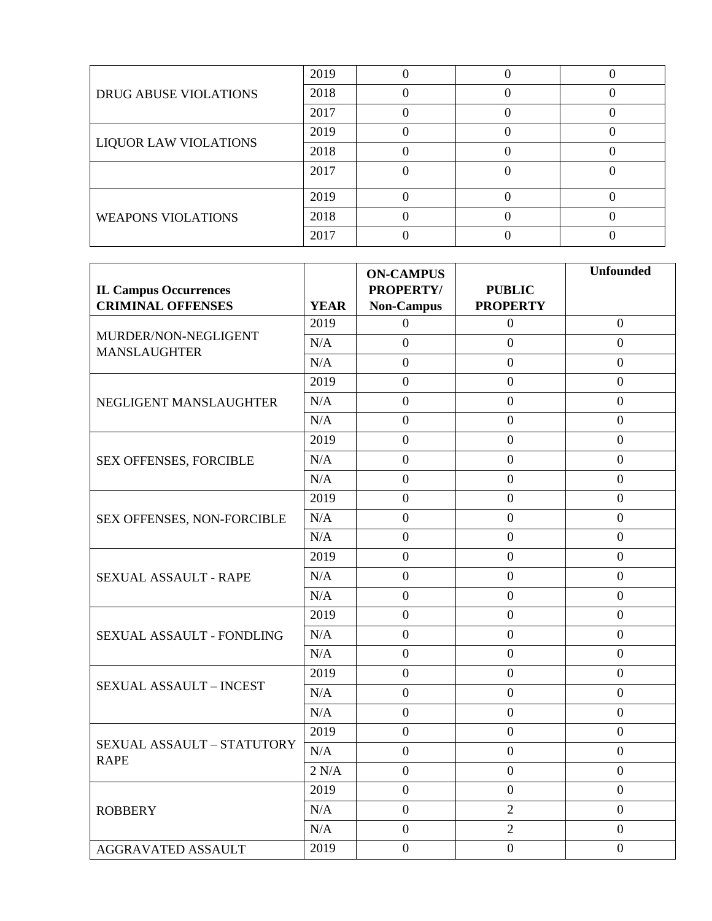| | | | | |
|---|---|---|---|---|
| DRUG ABUSE VIOLATIONS | 2019 | 0 | 0 | 0 |
| | 2018 | 0 | 0 | 0 |
| | 2017 | 0 | 0 | 0 |
| LIQUOR LAW VIOLATIONS | 2019 | 0 | 0 | 0 |
| | 2018 | 0 | 0 | 0 |
| | 2017 | 0 | 0 | 0 |
| WEAPONS VIOLATIONS | 2019 | 0 | 0 | 0 |
| | 2018 | 0 | 0 | 0 |
| | 2017 | 0 | 0 | 0 |

| **IL Campus Occurrences CRIMINAL OFFENSES** | **YEAR** | **ON-CAMPUS PROPERTY/ Non-Campus** | **PUBLIC PROPERTY** | **Unfounded** |
|---|---|---|---|---|
| MURDER/NON-NEGLIGENT MANSLAUGHTER | 2019 | 0 | 0 | 0 |
| | N/A | 0 | 0 | 0 |
| | N/A | 0 | 0 | 0 |
| NEGLIGENT MANSLAUGHTER | 2019 | 0 | 0 | 0 |
| | N/A | 0 | 0 | 0 |
| | N/A | 0 | 0 | 0 |
| SEX OFFENSES, FORCIBLE | 2019 | 0 | 0 | 0 |
| | N/A | 0 | 0 | 0 |
| | N/A | 0 | 0 | 0 |
| SEX OFFENSES, NON-FORCIBLE | 2019 | 0 | 0 | 0 |
| | N/A | 0 | 0 | 0 |
| | N/A | 0 | 0 | 0 |
| SEXUAL ASSAULT - RAPE | 2019 | 0 | 0 | 0 |
| | N/A | 0 | 0 | 0 |
| | N/A | 0 | 0 | 0 |
| SEXUAL ASSAULT - FONDLING | 2019 | 0 | 0 | 0 |
| | N/A | 0 | 0 | 0 |
| | N/A | 0 | 0 | 0 |
| SEXUAL ASSAULT – INCEST | 2019 | 0 | 0 | 0 |
| | N/A | 0 | 0 | 0 |
| | N/A | 0 | 0 | 0 |
| SEXUAL ASSAULT – STATUTORY RAPE | 2019 | 0 | 0 | 0 |
| | N/A | 0 | 0 | 0 |
| | 2 N/A | 0 | 0 | 0 |
| ROBBERY | 2019 | 0 | 0 | 0 |
| | N/A | 0 | 2 | 0 |
| | N/A | 0 | 2 | 0 |
| AGGRAVATED ASSAULT | 2019 | 0 | 0 | 0 |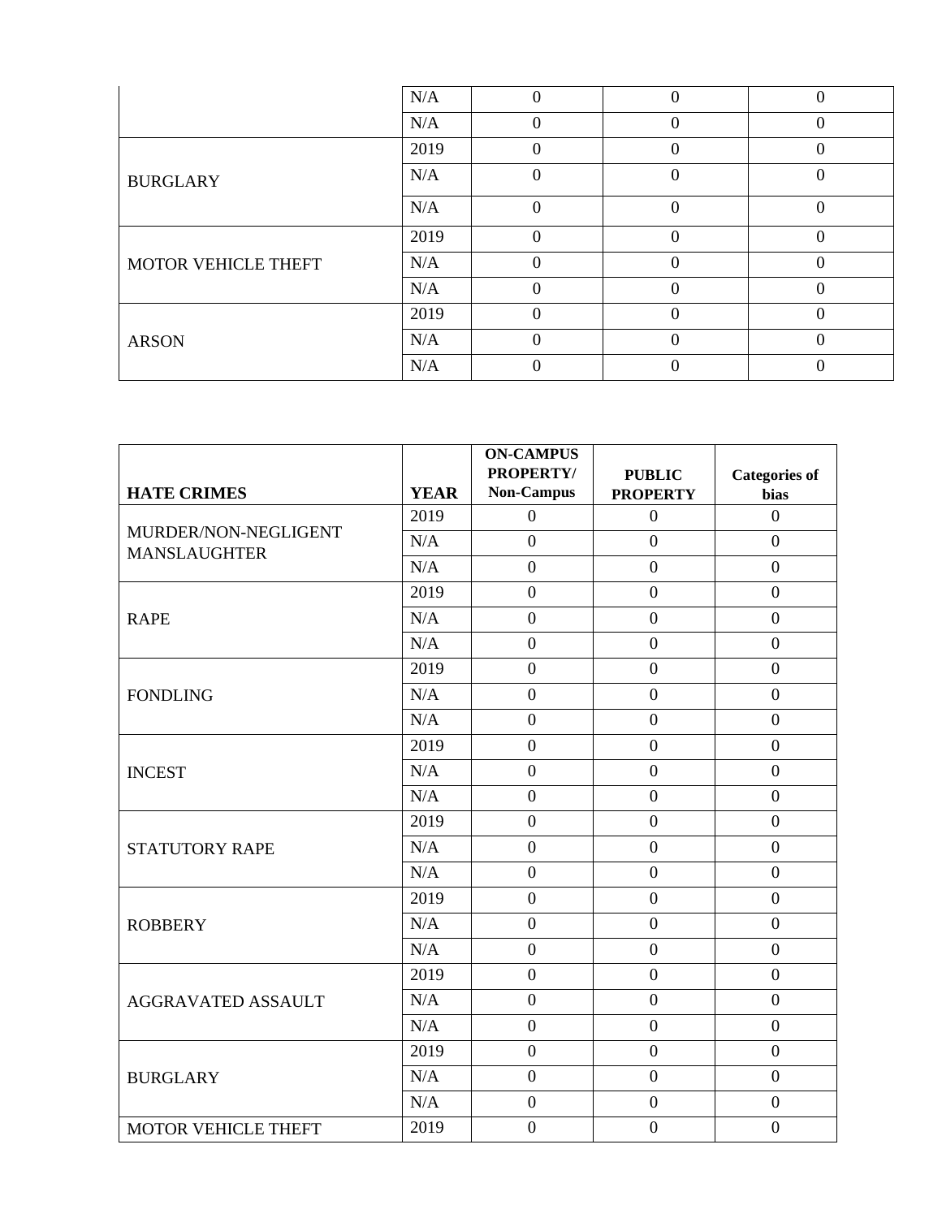| | | | | |
|---|---|---|---|---|
| | N/A | 0 | 0 | 0 |
| | N/A | 0 | 0 | 0 |
| BURGLARY | 2019 | 0 | 0 | 0 |
| | N/A | 0 | 0 | 0 |
| | N/A | 0 | 0 | 0 |
| MOTOR VEHICLE THEFT | 2019 | 0 | 0 | 0 |
| | N/A | 0 | 0 | 0 |
| | N/A | 0 | 0 | 0 |
| ARSON | 2019 | 0 | 0 | 0 |
| | N/A | 0 | 0 | 0 |
| | N/A | 0 | 0 | 0 |

| **HATE CRIMES** | **YEAR** | **ON-CAMPUS PROPERTY/ Non-Campus** | **PUBLIC PROPERTY** | **Categories of bias** |
|---|---|---|---|---|
| MURDER/NON-NEGLIGENT MANSLAUGHTER | 2019 | 0 | 0 | 0 |
| | N/A | 0 | 0 | 0 |
| | N/A | 0 | 0 | 0 |
| RAPE | 2019 | 0 | 0 | 0 |
| | N/A | 0 | 0 | 0 |
| | N/A | 0 | 0 | 0 |
| FONDLING | 2019 | 0 | 0 | 0 |
| | N/A | 0 | 0 | 0 |
| | N/A | 0 | 0 | 0 |
| INCEST | 2019 | 0 | 0 | 0 |
| | N/A | 0 | 0 | 0 |
| | N/A | 0 | 0 | 0 |
| STATUTORY RAPE | 2019 | 0 | 0 | 0 |
| | N/A | 0 | 0 | 0 |
| | N/A | 0 | 0 | 0 |
| ROBBERY | 2019 | 0 | 0 | 0 |
| | N/A | 0 | 0 | 0 |
| | N/A | 0 | 0 | 0 |
| AGGRAVATED ASSAULT | 2019 | 0 | 0 | 0 |
| | N/A | 0 | 0 | 0 |
| | N/A | 0 | 0 | 0 |
| BURGLARY | 2019 | 0 | 0 | 0 |
| | N/A | 0 | 0 | 0 |
| | N/A | 0 | 0 | 0 |
| MOTOR VEHICLE THEFT | 2019 | 0 | 0 | 0 |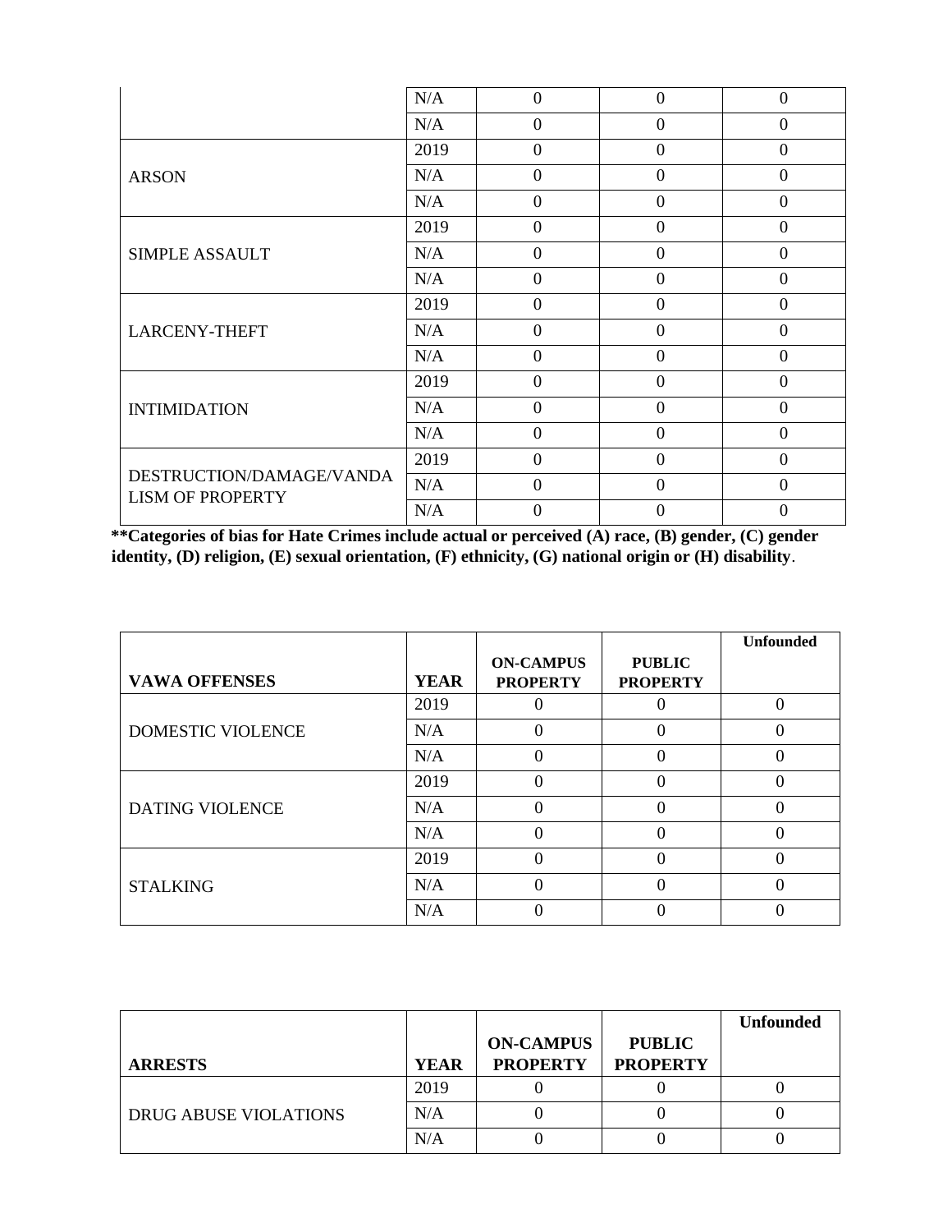| | | | | |
|---|---|---|---|---|
| | N/A | 0 | 0 | 0 |
| | N/A | 0 | 0 | 0 |
| ARSON | 2019 | 0 | 0 | 0 |
| | N/A | 0 | 0 | 0 |
| | N/A | 0 | 0 | 0 |
| SIMPLE ASSAULT | 2019 | 0 | 0 | 0 |
| | N/A | 0 | 0 | 0 |
| | N/A | 0 | 0 | 0 |
| LARCENY-THEFT | 2019 | 0 | 0 | 0 |
| | N/A | 0 | 0 | 0 |
| | N/A | 0 | 0 | 0 |
| INTIMIDATION | 2019 | 0 | 0 | 0 |
| | N/A | 0 | 0 | 0 |
| | N/A | 0 | 0 | 0 |
| DESTRUCTION/DAMAGE/VANDALISM OF PROPERTY | 2019 | 0 | 0 | 0 |
| | N/A | 0 | 0 | 0 |
| | N/A | 0 | 0 | 0 |

**\*\*Categories of bias for Hate Crimes include actual or perceived (A) race, (B) gender, (C) gender identity, (D) religion, (E) sexual orientation, (F) ethnicity, (G) national origin or (H) disability**.

| VAWA OFFENSES | YEAR | ON-CAMPUS PROPERTY | PUBLIC PROPERTY | Unfounded |
|---|---|---|---|---|
| DOMESTIC VIOLENCE | 2019 | 0 | 0 | 0 |
| | N/A | 0 | 0 | 0 |
| | N/A | 0 | 0 | 0 |
| DATING VIOLENCE | 2019 | 0 | 0 | 0 |
| | N/A | 0 | 0 | 0 |
| | N/A | 0 | 0 | 0 |
| STALKING | 2019 | 0 | 0 | 0 |
| | N/A | 0 | 0 | 0 |
| | N/A | 0 | 0 | 0 |

| ARRESTS | YEAR | ON-CAMPUS PROPERTY | PUBLIC PROPERTY | Unfounded |
|---|---|---|---|---|
| DRUG ABUSE VIOLATIONS | 2019 | 0 | 0 | 0 |
| | N/A | 0 | 0 | 0 |
| | N/A | 0 | 0 | 0 |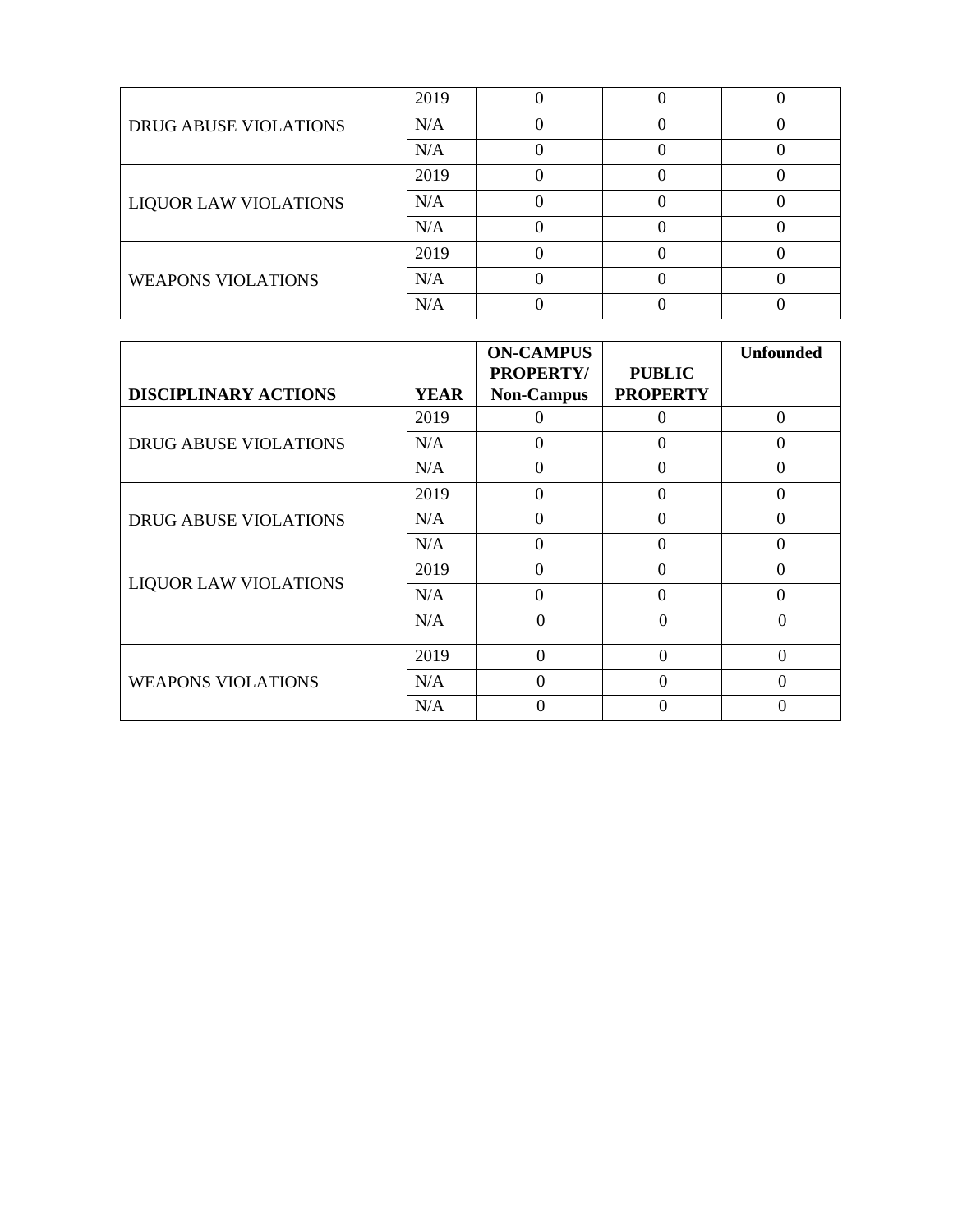| | | | | |
|---|---|---|---|---|
| DRUG ABUSE VIOLATIONS | 2019 | 0 | 0 | 0 |
| | N/A | 0 | 0 | 0 |
| | N/A | 0 | 0 | 0 |
| LIQUOR LAW VIOLATIONS | 2019 | 0 | 0 | 0 |
| | N/A | 0 | 0 | 0 |
| | N/A | 0 | 0 | 0 |
| WEAPONS VIOLATIONS | 2019 | 0 | 0 | 0 |
| | N/A | 0 | 0 | 0 |
| | N/A | 0 | 0 | 0 |

| **DISCIPLINARY ACTIONS** | **YEAR** | **ON-CAMPUS PROPERTY/ Non-Campus** | **PUBLIC PROPERTY** | **Unfounded** |
|---|---|---|---|---|
| DRUG ABUSE VIOLATIONS | 2019 | 0 | 0 | 0 |
| | N/A | 0 | 0 | 0 |
| | N/A | 0 | 0 | 0 |
| DRUG ABUSE VIOLATIONS | 2019 | 0 | 0 | 0 |
| | N/A | 0 | 0 | 0 |
| | N/A | 0 | 0 | 0 |
| LIQUOR LAW VIOLATIONS | 2019 | 0 | 0 | 0 |
| | N/A | 0 | 0 | 0 |
| | N/A | 0 | 0 | 0 |
| WEAPONS VIOLATIONS | 2019 | 0 | 0 | 0 |
| | N/A | 0 | 0 | 0 |
| | N/A | 0 | 0 | 0 |